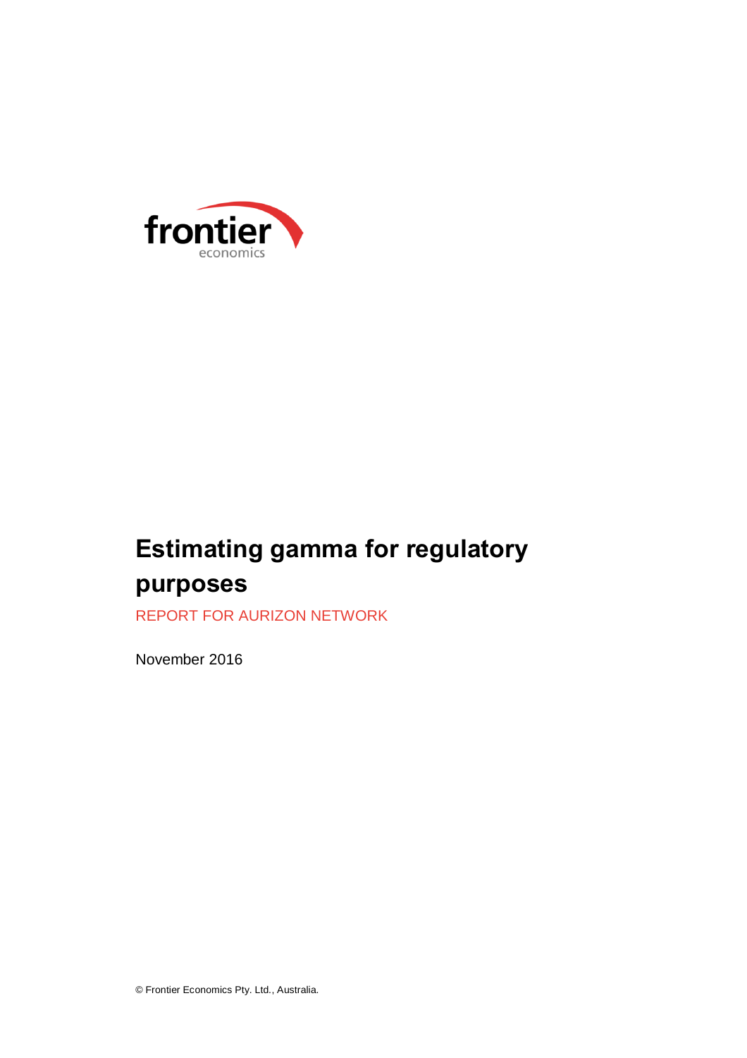frontier economics

# Estimating gamma for regulatory purposes

REPORT FOR AURIZON NETWORK

November 2016

© Frontier Economics Pty. Ltd., Australia.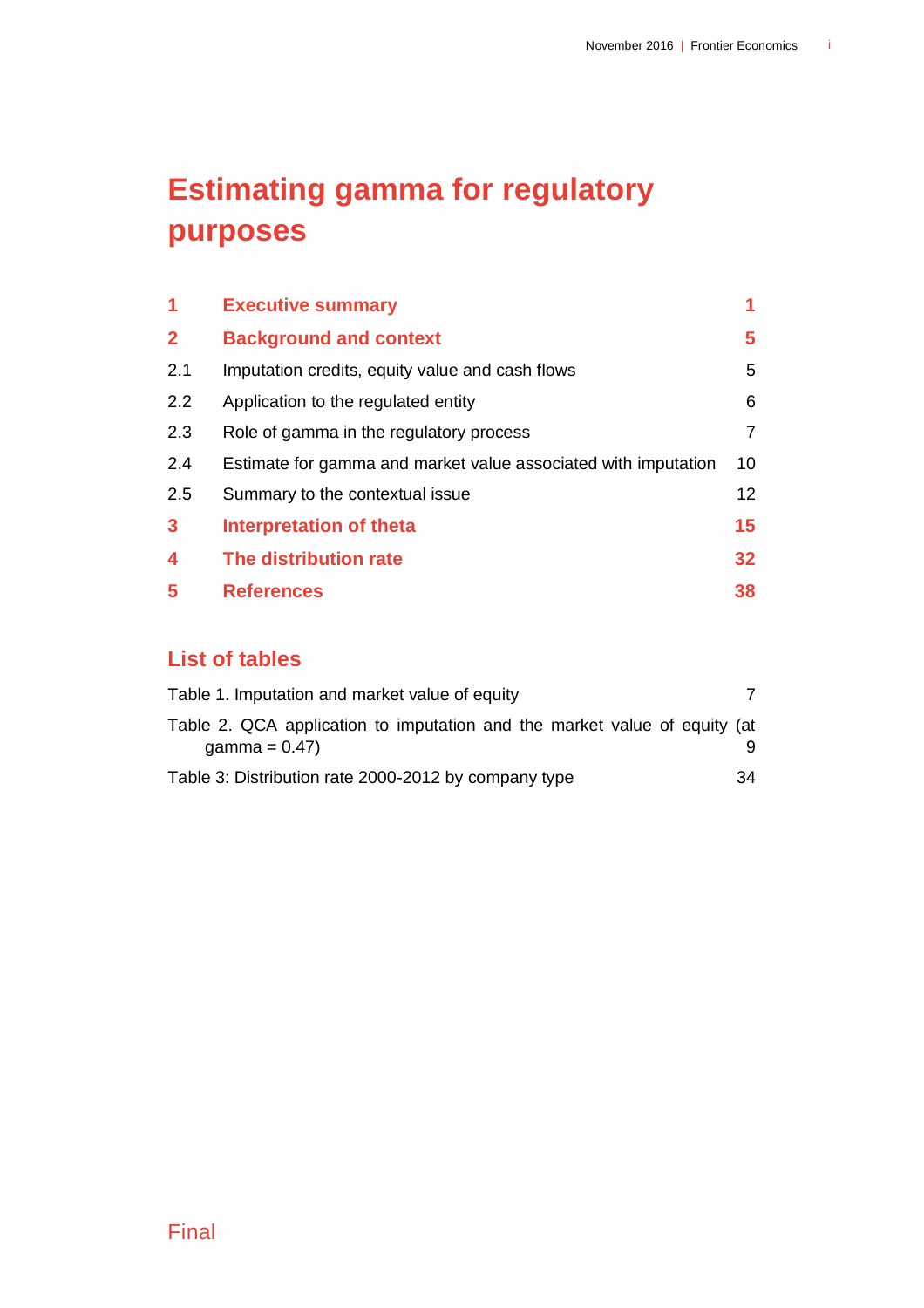# Estimating gamma for regulatory purposes

| | | |
|---|---|---|
| **1** | **Executive summary** | **1** |
| **2** | **Background and context** | **5** |
| 2.1 | Imputation credits, equity value and cash flows | 5 |
| 2.2 | Application to the regulated entity | 6 |
| 2.3 | Role of gamma in the regulatory process | 7 |
| 2.4 | Estimate for gamma and market value associated with imputation | 10 |
| 2.5 | Summary to the contextual issue | 12 |
| **3** | **Interpretation of theta** | **15** |
| **4** | **The distribution rate** | **32** |
| **5** | **References** | **38** |

## List of tables

| | |
|---|---|
| Table 1. Imputation and market value of equity | 7 |
| Table 2. QCA application to imputation and the market value of equity (at gamma = 0.47) | 9 |
| Table 3: Distribution rate 2000-2012 by company type | 34 |

Final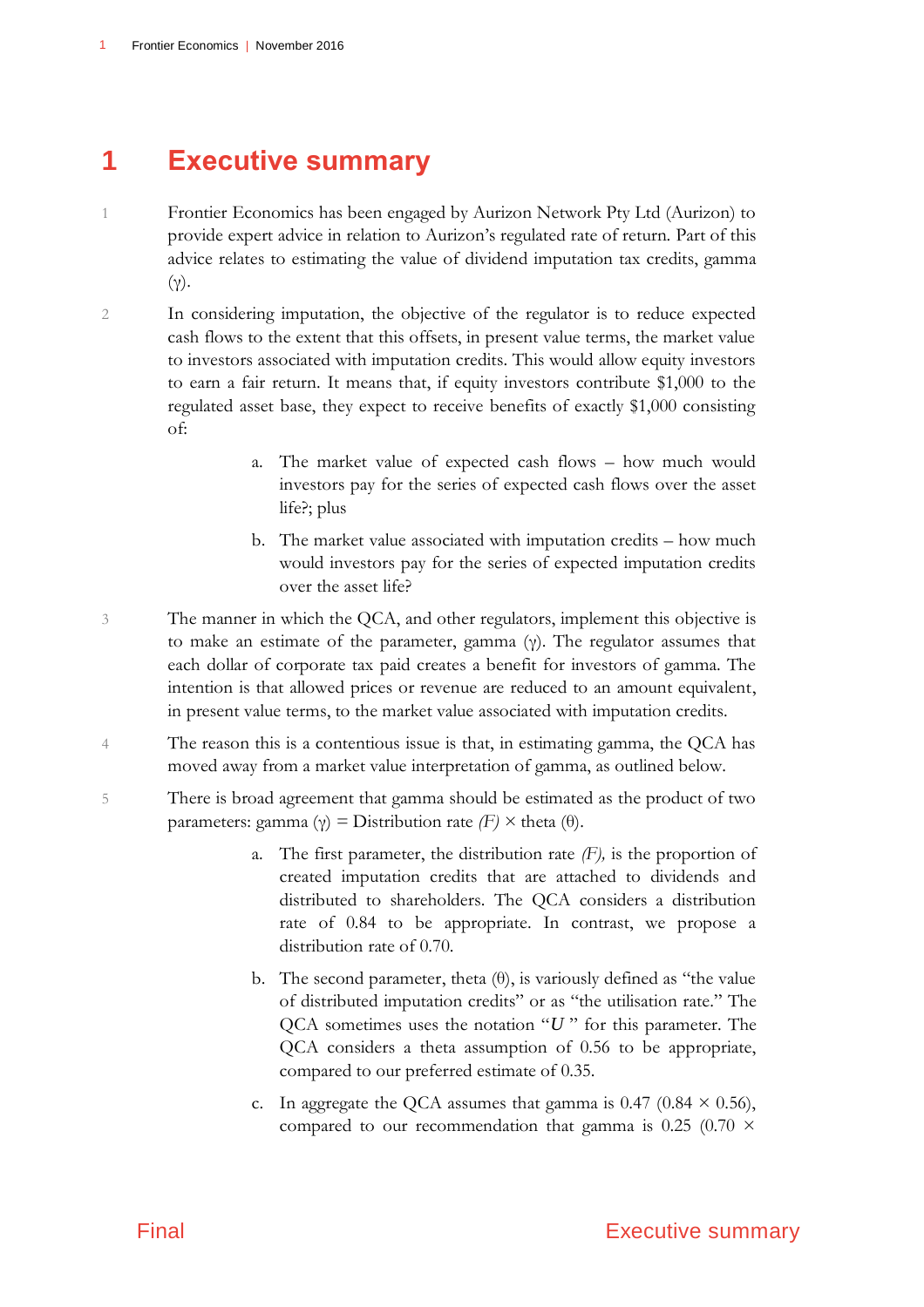# 1 Executive summary

1 Frontier Economics has been engaged by Aurizon Network Pty Ltd (Aurizon) to provide expert advice in relation to Aurizon's regulated rate of return. Part of this advice relates to estimating the value of dividend imputation tax credits, gamma ($\gamma$).

2 In considering imputation, the objective of the regulator is to reduce expected cash flows to the extent that this offsets, in present value terms, the market value to investors associated with imputation credits. This would allow equity investors to earn a fair return. It means that, if equity investors contribute $1,000 to the regulated asset base, they expect to receive benefits of exactly $1,000 consisting of:

a. The market value of expected cash flows – how much would investors pay for the series of expected cash flows over the asset life?; plus

b. The market value associated with imputation credits – how much would investors pay for the series of expected imputation credits over the asset life?

3 The manner in which the QCA, and other regulators, implement this objective is to make an estimate of the parameter, gamma ($\gamma$). The regulator assumes that each dollar of corporate tax paid creates a benefit for investors of gamma. The intention is that allowed prices or revenue are reduced to an amount equivalent, in present value terms, to the market value associated with imputation credits.

4 The reason this is a contentious issue is that, in estimating gamma, the QCA has moved away from a market value interpretation of gamma, as outlined below.

5 There is broad agreement that gamma should be estimated as the product of two parameters: gamma ($\gamma$) = Distribution rate *(F)* × theta ($\theta$).

a. The first parameter, the distribution rate *(F),* is the proportion of created imputation credits that are attached to dividends and distributed to shareholders. The QCA considers a distribution rate of 0.84 to be appropriate. In contrast, we propose a distribution rate of 0.70.

b. The second parameter, theta ($\theta$), is variously defined as "the value of distributed imputation credits" or as "the utilisation rate." The QCA sometimes uses the notation "***U*** " for this parameter. The QCA considers a theta assumption of 0.56 to be appropriate, compared to our preferred estimate of 0.35.

c. In aggregate the QCA assumes that gamma is 0.47 (0.84 × 0.56), compared to our recommendation that gamma is 0.25 (0.70 ×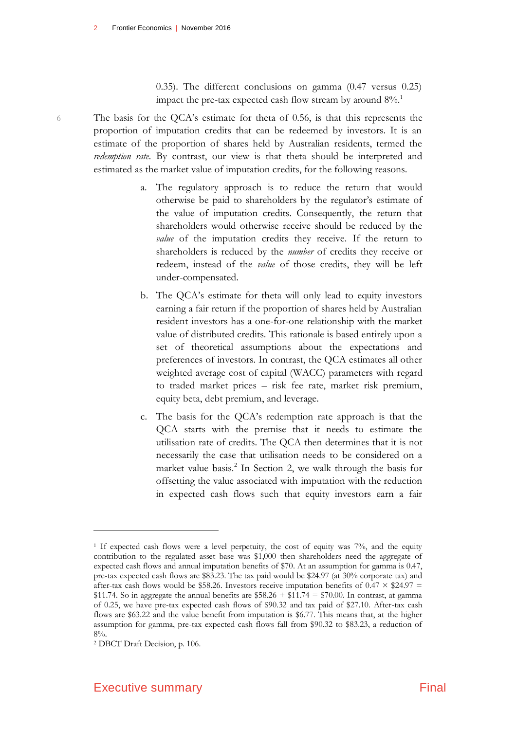0.35). The different conclusions on gamma (0.47 versus 0.25) impact the pre-tax expected cash flow stream by around 8%.[1]

6 The basis for the QCA's estimate for theta of 0.56, is that this represents the proportion of imputation credits that can be redeemed by investors. It is an estimate of the proportion of shares held by Australian residents, termed the *redemption rate*. By contrast, our view is that theta should be interpreted and estimated as the market value of imputation credits, for the following reasons.

a. The regulatory approach is to reduce the return that would otherwise be paid to shareholders by the regulator's estimate of the value of imputation credits. Consequently, the return that shareholders would otherwise receive should be reduced by the *value* of the imputation credits they receive. If the return to shareholders is reduced by the *number* of credits they receive or redeem, instead of the *value* of those credits, they will be left under-compensated.

b. The QCA's estimate for theta will only lead to equity investors earning a fair return if the proportion of shares held by Australian resident investors has a one-for-one relationship with the market value of distributed credits. This rationale is based entirely upon a set of theoretical assumptions about the expectations and preferences of investors. In contrast, the QCA estimates all other weighted average cost of capital (WACC) parameters with regard to traded market prices – risk fee rate, market risk premium, equity beta, debt premium, and leverage.

c. The basis for the QCA's redemption rate approach is that the QCA starts with the premise that it needs to estimate the utilisation rate of credits. The QCA then determines that it is not necessarily the case that utilisation needs to be considered on a market value basis.[2] In Section 2, we walk through the basis for offsetting the value associated with imputation with the reduction in expected cash flows such that equity investors earn a fair

---

[1] If expected cash flows were a level perpetuity, the cost of equity was 7%, and the equity contribution to the regulated asset base was $1,000 then shareholders need the aggregate of expected cash flows and annual imputation benefits of $70. At an assumption for gamma is 0.47, pre-tax expected cash flows are $83.23. The tax paid would be $24.97 (at 30% corporate tax) and after-tax cash flows would be $58.26. Investors receive imputation benefits of 0.47 × $24.97 = $11.74. So in aggregate the annual benefits are $58.26 + $11.74 = $70.00. In contrast, at gamma of 0.25, we have pre-tax expected cash flows of $90.32 and tax paid of $27.10. After-tax cash flows are $63.22 and the value benefit from imputation is $6.77. This means that, at the higher assumption for gamma, pre-tax expected cash flows fall from $90.32 to $83.23, a reduction of 8%.

[2] DBCT Draft Decision, p. 106.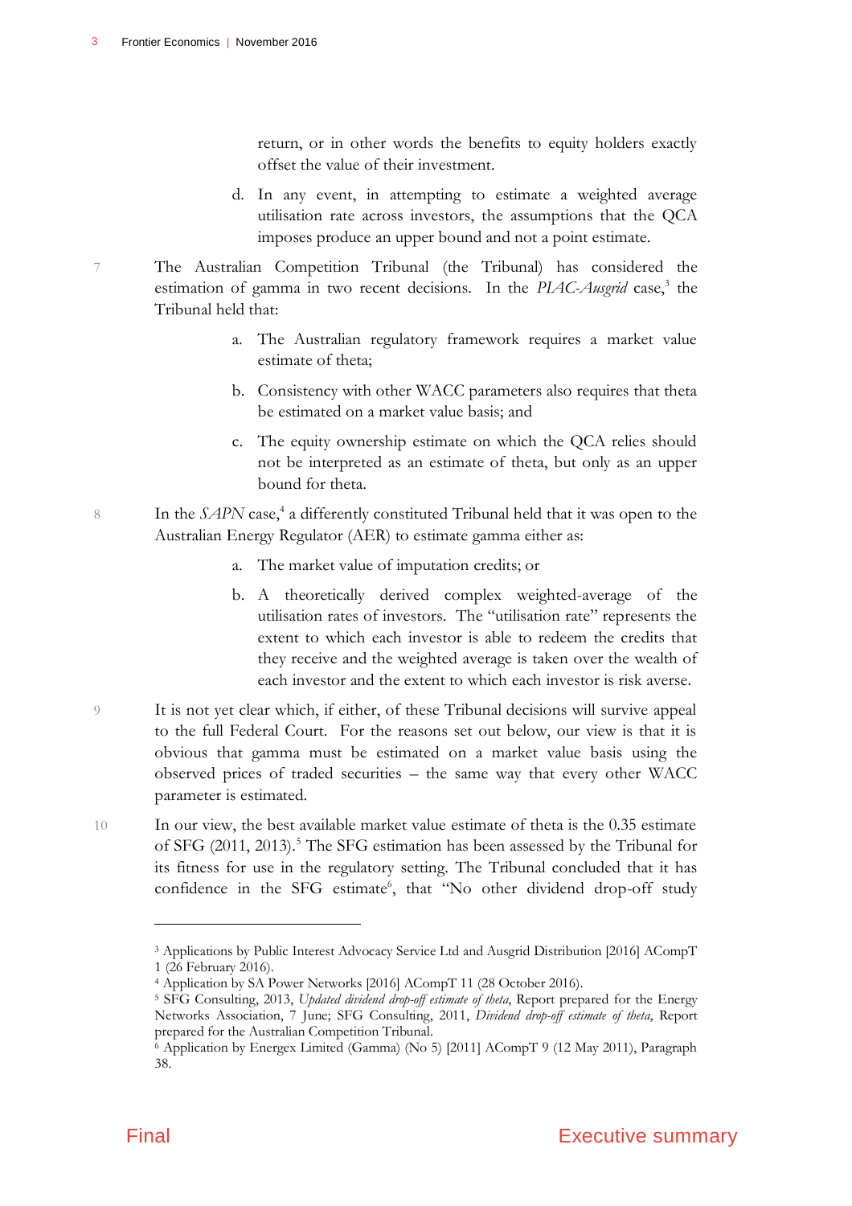return, or in other words the benefits to equity holders exactly offset the value of their investment.

d. In any event, in attempting to estimate a weighted average utilisation rate across investors, the assumptions that the QCA imposes produce an upper bound and not a point estimate.

7 The Australian Competition Tribunal (the Tribunal) has considered the estimation of gamma in two recent decisions. In the *PIAC-Ausgrid* case,[3] the Tribunal held that:

a. The Australian regulatory framework requires a market value estimate of theta;

b. Consistency with other WACC parameters also requires that theta be estimated on a market value basis; and

c. The equity ownership estimate on which the QCA relies should not be interpreted as an estimate of theta, but only as an upper bound for theta.

8 In the *SAPN* case,[4] a differently constituted Tribunal held that it was open to the Australian Energy Regulator (AER) to estimate gamma either as:

a. The market value of imputation credits; or

b. A theoretically derived complex weighted-average of the utilisation rates of investors. The "utilisation rate" represents the extent to which each investor is able to redeem the credits that they receive and the weighted average is taken over the wealth of each investor and the extent to which each investor is risk averse.

9 It is not yet clear which, if either, of these Tribunal decisions will survive appeal to the full Federal Court. For the reasons set out below, our view is that it is obvious that gamma must be estimated on a market value basis using the observed prices of traded securities – the same way that every other WACC parameter is estimated.

10 In our view, the best available market value estimate of theta is the 0.35 estimate of SFG (2011, 2013).[5] The SFG estimation has been assessed by the Tribunal for its fitness for use in the regulatory setting. The Tribunal concluded that it has confidence in the SFG estimate[6], that "No other dividend drop-off study

---

[3] Applications by Public Interest Advocacy Service Ltd and Ausgrid Distribution [2016] ACompT 1 (26 February 2016).

[4] Application by SA Power Networks [2016] ACompT 11 (28 October 2016).

[5] SFG Consulting, 2013, *Updated dividend drop-off estimate of theta*, Report prepared for the Energy Networks Association, 7 June; SFG Consulting, 2011, *Dividend drop-off estimate of theta*, Report prepared for the Australian Competition Tribunal.

[6] Application by Energex Limited (Gamma) (No 5) [2011] ACompT 9 (12 May 2011), Paragraph 38.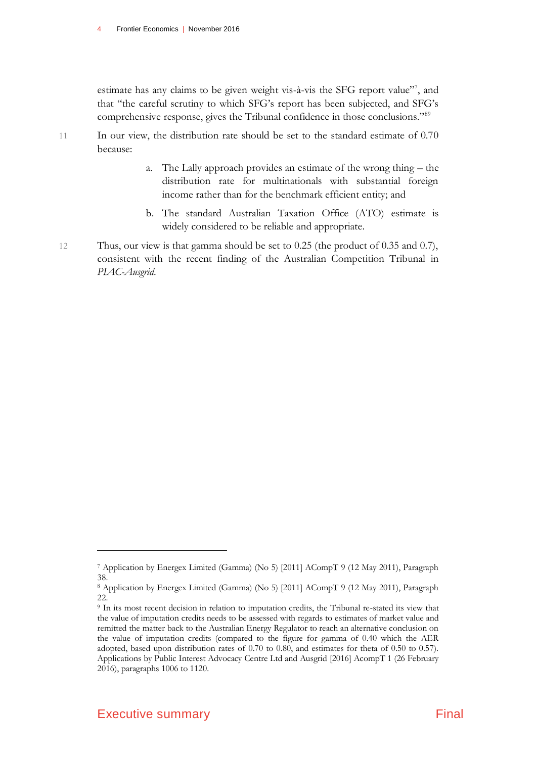estimate has any claims to be given weight vis-à-vis the SFG report value"[7], and that "the careful scrutiny to which SFG's report has been subjected, and SFG's comprehensive response, gives the Tribunal confidence in those conclusions."[8][9]

11 In our view, the distribution rate should be set to the standard estimate of 0.70 because:

a. The Lally approach provides an estimate of the wrong thing – the distribution rate for multinationals with substantial foreign income rather than for the benchmark efficient entity; and

b. The standard Australian Taxation Office (ATO) estimate is widely considered to be reliable and appropriate.

12 Thus, our view is that gamma should be set to 0.25 (the product of 0.35 and 0.7), consistent with the recent finding of the Australian Competition Tribunal in *PIAC-Ausgrid*.

---

[7] Application by Energex Limited (Gamma) (No 5) [2011] ACompT 9 (12 May 2011), Paragraph 38.

[8] Application by Energex Limited (Gamma) (No 5) [2011] ACompT 9 (12 May 2011), Paragraph 22.

[9] In its most recent decision in relation to imputation credits, the Tribunal re-stated its view that the value of imputation credits needs to be assessed with regards to estimates of market value and remitted the matter back to the Australian Energy Regulator to reach an alternative conclusion on the value of imputation credits (compared to the figure for gamma of 0.40 which the AER adopted, based upon distribution rates of 0.70 to 0.80, and estimates for theta of 0.50 to 0.57). Applications by Public Interest Advocacy Centre Ltd and Ausgrid [2016] AcompT 1 (26 February 2016), paragraphs 1006 to 1120.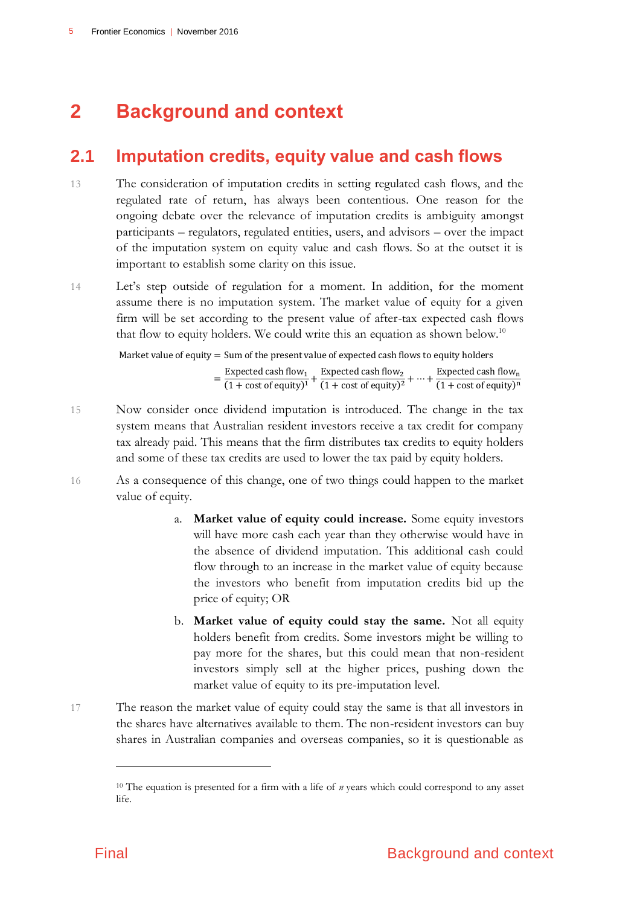# 2 Background and context

## 2.1 Imputation credits, equity value and cash flows

13 The consideration of imputation credits in setting regulated cash flows, and the regulated rate of return, has always been contentious. One reason for the ongoing debate over the relevance of imputation credits is ambiguity amongst participants – regulators, regulated entities, users, and advisors – over the impact of the imputation system on equity value and cash flows. So at the outset it is important to establish some clarity on this issue.

14 Let's step outside of regulation for a moment. In addition, for the moment assume there is no imputation system. The market value of equity for a given firm will be set according to the present value of after-tax expected cash flows that flow to equity holders. We could write this an equation as shown below.[10]

$$\text{Market value of equity} = \text{Sum of the present value of expected cash flows to equity holders}$$

$$= \frac{\text{Expected cash flow}_1}{(1 + \text{cost of equity})^1} + \frac{\text{Expected cash flow}_2}{(1 + \text{cost of equity})^2} + \cdots + \frac{\text{Expected cash flow}_n}{(1 + \text{cost of equity})^n}$$

15 Now consider once dividend imputation is introduced. The change in the tax system means that Australian resident investors receive a tax credit for company tax already paid. This means that the firm distributes tax credits to equity holders and some of these tax credits are used to lower the tax paid by equity holders.

16 As a consequence of this change, one of two things could happen to the market value of equity.

a. **Market value of equity could increase.** Some equity investors will have more cash each year than they otherwise would have in the absence of dividend imputation. This additional cash could flow through to an increase in the market value of equity because the investors who benefit from imputation credits bid up the price of equity; OR

b. **Market value of equity could stay the same.** Not all equity holders benefit from credits. Some investors might be willing to pay more for the shares, but this could mean that non-resident investors simply sell at the higher prices, pushing down the market value of equity to its pre-imputation level.

17 The reason the market value of equity could stay the same is that all investors in the shares have alternatives available to them. The non-resident investors can buy shares in Australian companies and overseas companies, so it is questionable as

[10] The equation is presented for a firm with a life of *n* years which could correspond to any asset life.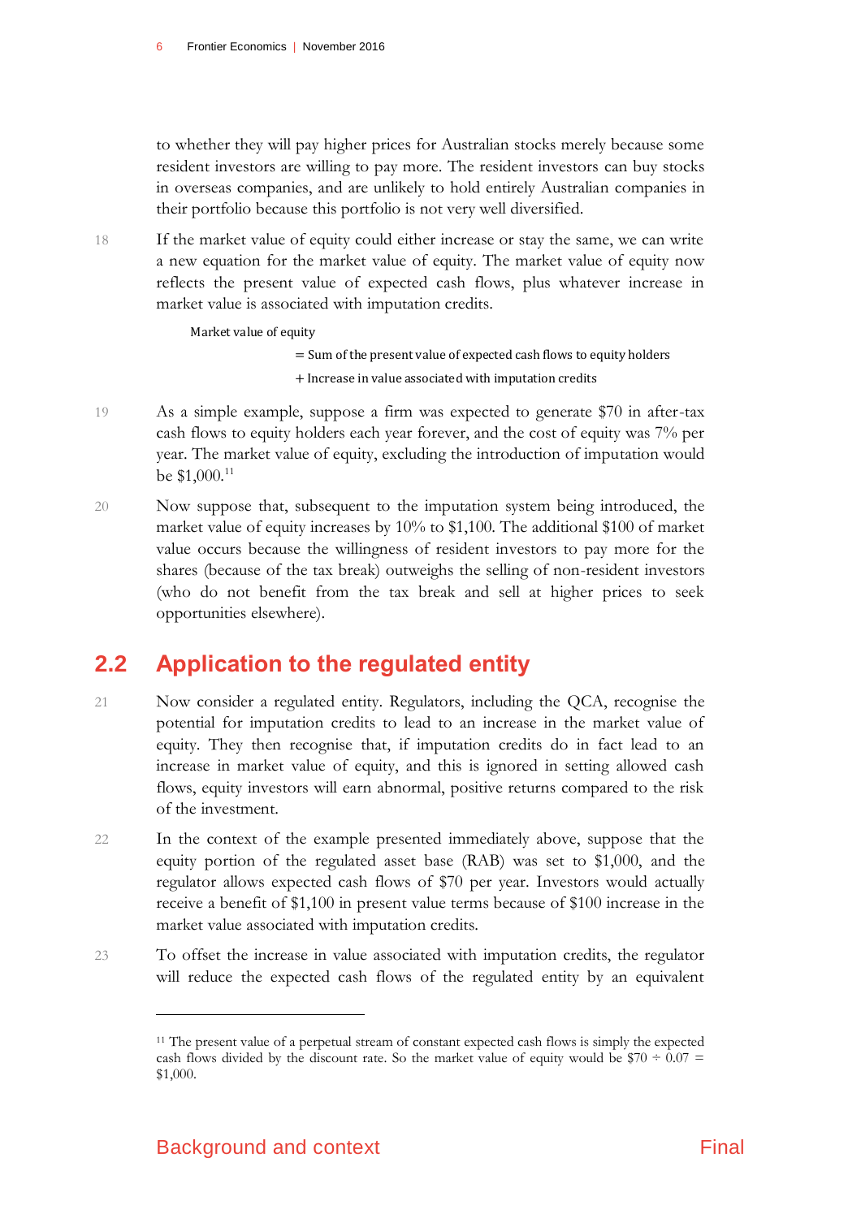to whether they will pay higher prices for Australian stocks merely because some resident investors are willing to pay more. The resident investors can buy stocks in overseas companies, and are unlikely to hold entirely Australian companies in their portfolio because this portfolio is not very well diversified.

18 If the market value of equity could either increase or stay the same, we can write a new equation for the market value of equity. The market value of equity now reflects the present value of expected cash flows, plus whatever increase in market value is associated with imputation credits.

$$\begin{aligned}\text{Market value of equity}\\ &= \text{Sum of the present value of expected cash flows to equity holders}\\ &+ \text{Increase in value associated with imputation credits}\end{aligned}$$

19 As a simple example, suppose a firm was expected to generate \$70 in after-tax cash flows to equity holders each year forever, and the cost of equity was 7% per year. The market value of equity, excluding the introduction of imputation would be \$1,000.[11]

20 Now suppose that, subsequent to the imputation system being introduced, the market value of equity increases by 10% to \$1,100. The additional \$100 of market value occurs because the willingness of resident investors to pay more for the shares (because of the tax break) outweighs the selling of non-resident investors (who do not benefit from the tax break and sell at higher prices to seek opportunities elsewhere).

## 2.2 Application to the regulated entity

21 Now consider a regulated entity. Regulators, including the QCA, recognise the potential for imputation credits to lead to an increase in the market value of equity. They then recognise that, if imputation credits do in fact lead to an increase in market value of equity, and this is ignored in setting allowed cash flows, equity investors will earn abnormal, positive returns compared to the risk of the investment.

22 In the context of the example presented immediately above, suppose that the equity portion of the regulated asset base (RAB) was set to \$1,000, and the regulator allows expected cash flows of \$70 per year. Investors would actually receive a benefit of \$1,100 in present value terms because of \$100 increase in the market value associated with imputation credits.

23 To offset the increase in value associated with imputation credits, the regulator will reduce the expected cash flows of the regulated entity by an equivalent

[11] The present value of a perpetual stream of constant expected cash flows is simply the expected cash flows divided by the discount rate. So the market value of equity would be \$70 ÷ 0.07 = \$1,000.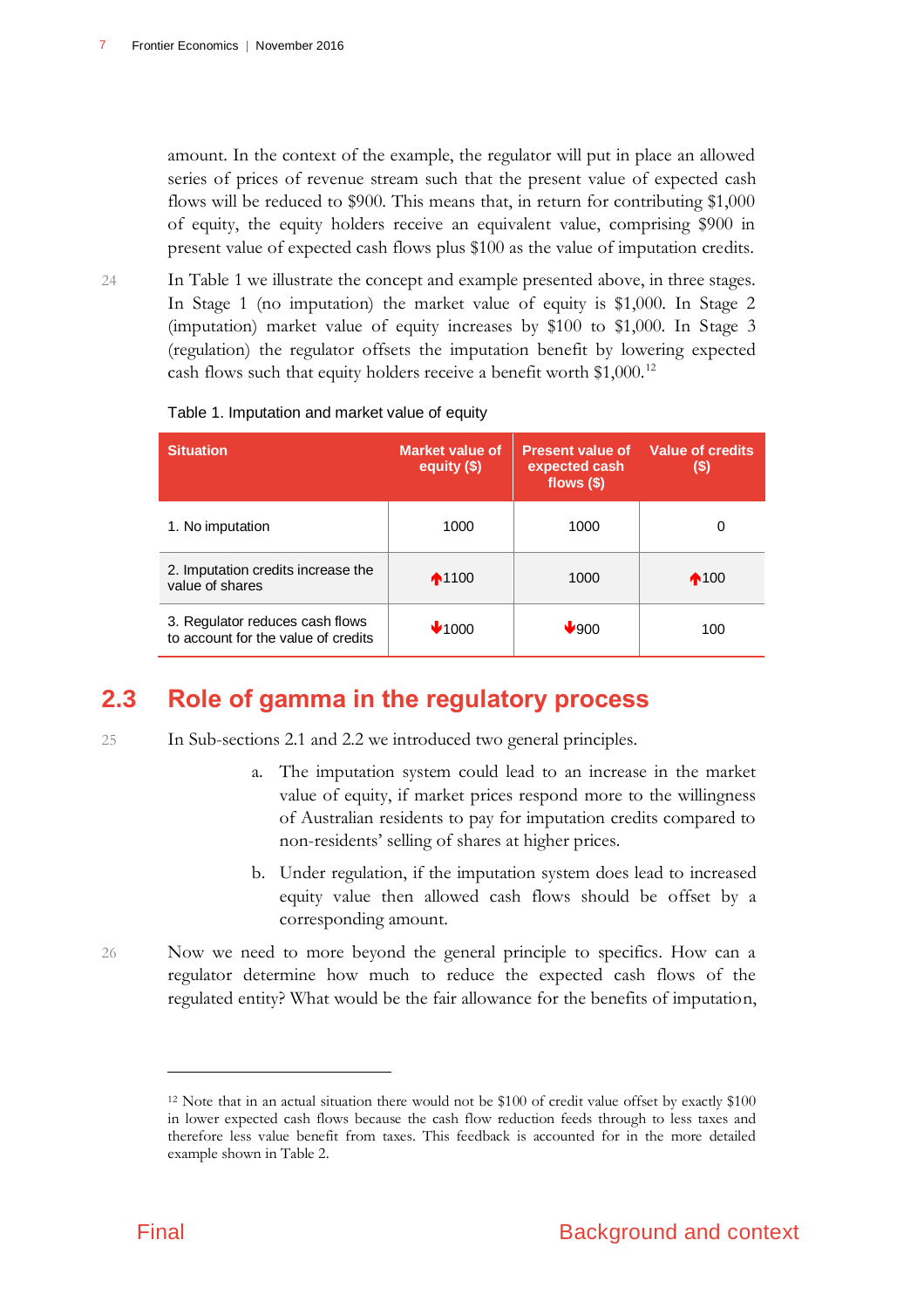amount. In the context of the example, the regulator will put in place an allowed series of prices of revenue stream such that the present value of expected cash flows will be reduced to $900. This means that, in return for contributing $1,000 of equity, the equity holders receive an equivalent value, comprising $900 in present value of expected cash flows plus $100 as the value of imputation credits.

24 In Table 1 we illustrate the concept and example presented above, in three stages. In Stage 1 (no imputation) the market value of equity is $1,000. In Stage 2 (imputation) market value of equity increases by $100 to $1,000. In Stage 3 (regulation) the regulator offsets the imputation benefit by lowering expected cash flows such that equity holders receive a benefit worth $1,000.[12]

Table 1. Imputation and market value of equity

| Situation | Market value of equity ($) | Present value of expected cash flows ($) | Value of credits ($) |
|---|---|---|---|
| 1. No imputation | 1000 | 1000 | 0 |
| 2. Imputation credits increase the value of shares | ↑1100 | 1000 | ↑100 |
| 3. Regulator reduces cash flows to account for the value of credits | ↓1000 | ↓900 | 100 |

## 2.3 Role of gamma in the regulatory process

25 In Sub-sections 2.1 and 2.2 we introduced two general principles.

a. The imputation system could lead to an increase in the market value of equity, if market prices respond more to the willingness of Australian residents to pay for imputation credits compared to non-residents' selling of shares at higher prices.

b. Under regulation, if the imputation system does lead to increased equity value then allowed cash flows should be offset by a corresponding amount.

26 Now we need to more beyond the general principle to specifics. How can a regulator determine how much to reduce the expected cash flows of the regulated entity? What would be the fair allowance for the benefits of imputation,

[12] Note that in an actual situation there would not be $100 of credit value offset by exactly $100 in lower expected cash flows because the cash flow reduction feeds through to less taxes and therefore less value benefit from taxes. This feedback is accounted for in the more detailed example shown in Table 2.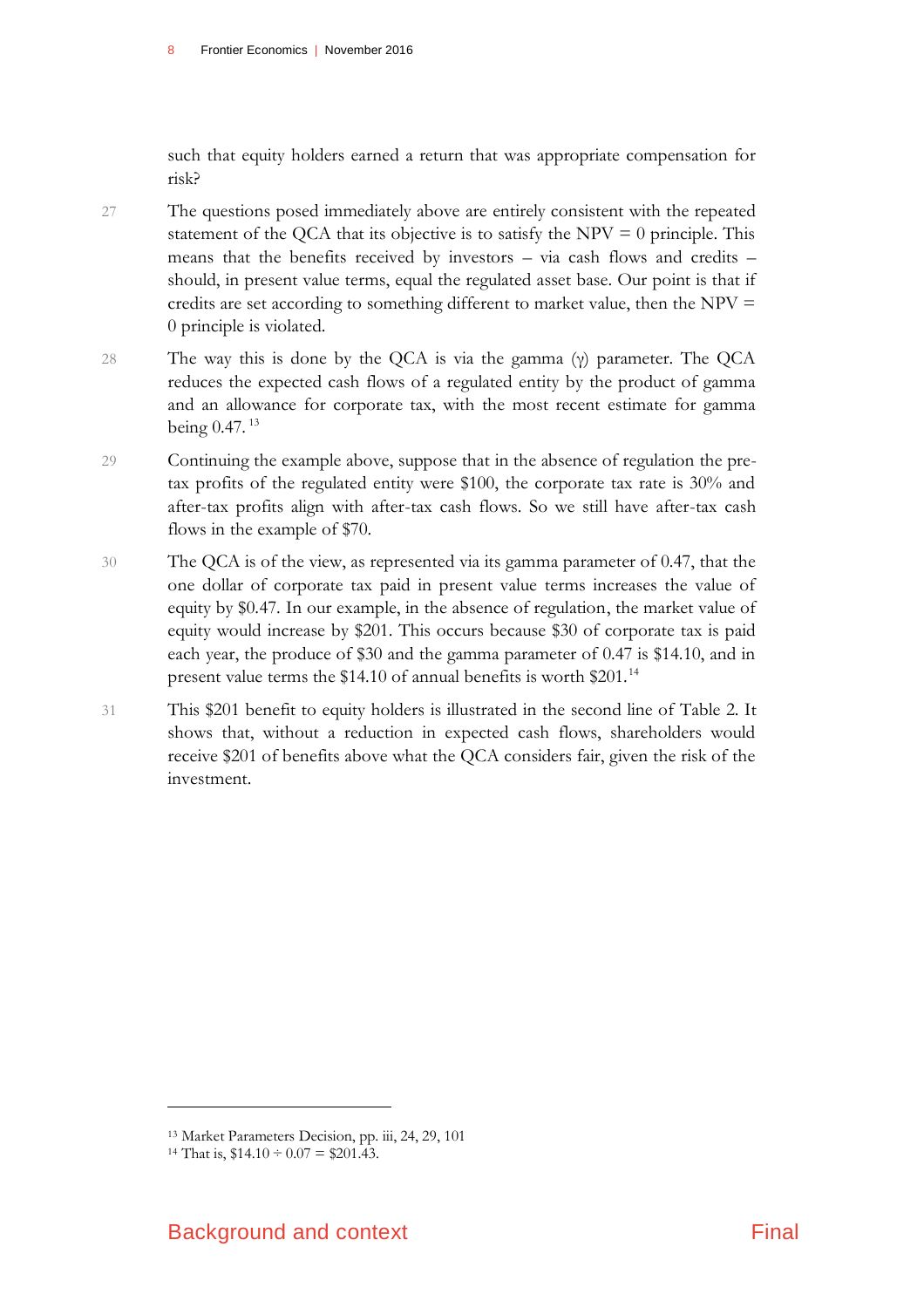such that equity holders earned a return that was appropriate compensation for risk?

27 The questions posed immediately above are entirely consistent with the repeated statement of the QCA that its objective is to satisfy the NPV = 0 principle. This means that the benefits received by investors – via cash flows and credits – should, in present value terms, equal the regulated asset base. Our point is that if credits are set according to something different to market value, then the NPV = 0 principle is violated.

28 The way this is done by the QCA is via the gamma ($\gamma$) parameter. The QCA reduces the expected cash flows of a regulated entity by the product of gamma and an allowance for corporate tax, with the most recent estimate for gamma being 0.47.[13]

29 Continuing the example above, suppose that in the absence of regulation the pre-tax profits of the regulated entity were $100, the corporate tax rate is 30% and after-tax profits align with after-tax cash flows. So we still have after-tax cash flows in the example of $70.

30 The QCA is of the view, as represented via its gamma parameter of 0.47, that the one dollar of corporate tax paid in present value terms increases the value of equity by $0.47. In our example, in the absence of regulation, the market value of equity would increase by $201. This occurs because $30 of corporate tax is paid each year, the produce of $30 and the gamma parameter of 0.47 is $14.10, and in present value terms the $14.10 of annual benefits is worth $201.[14]

31 This $201 benefit to equity holders is illustrated in the second line of Table 2. It shows that, without a reduction in expected cash flows, shareholders would receive $201 of benefits above what the QCA considers fair, given the risk of the investment.

---

[13] Market Parameters Decision, pp. iii, 24, 29, 101

[14] That is, $14.10 ÷ 0.07 = $201.43.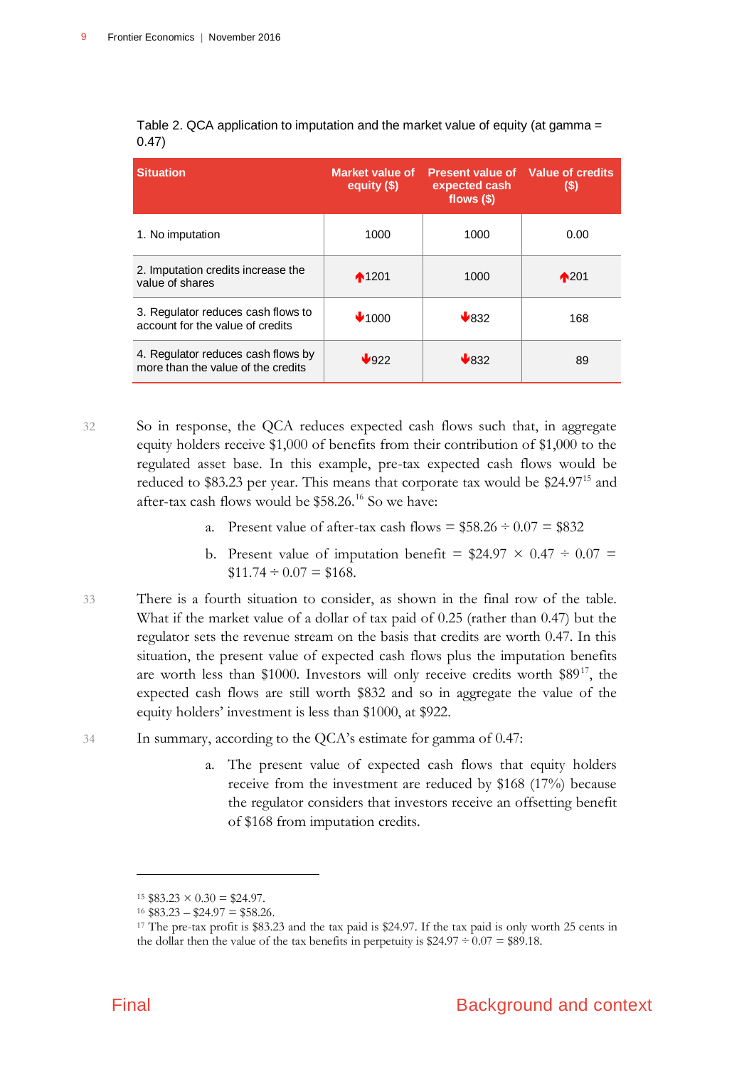Table 2. QCA application to imputation and the market value of equity (at gamma = 0.47)

| Situation | Market value of equity ($) | Present value of expected cash flows ($) | Value of credits ($) |
|---|---|---|---|
| 1. No imputation | 1000 | 1000 | 0.00 |
| 2. Imputation credits increase the value of shares | ↑1201 | 1000 | ↑201 |
| 3. Regulator reduces cash flows to account for the value of credits | ↓1000 | ↓832 | 168 |
| 4. Regulator reduces cash flows by more than the value of the credits | ↓922 | ↓832 | 89 |

32 So in response, the QCA reduces expected cash flows such that, in aggregate equity holders receive $1,000 of benefits from their contribution of $1,000 to the regulated asset base. In this example, pre-tax expected cash flows would be reduced to $83.23 per year. This means that corporate tax would be $24.97[15] and after-tax cash flows would be $58.26.[16] So we have:

a. Present value of after-tax cash flows = $58.26 ÷ 0.07 = $832

b. Present value of imputation benefit = $24.97 × 0.47 ÷ 0.07 = $11.74 ÷ 0.07 = $168.

33 There is a fourth situation to consider, as shown in the final row of the table. What if the market value of a dollar of tax paid of 0.25 (rather than 0.47) but the regulator sets the revenue stream on the basis that credits are worth 0.47. In this situation, the present value of expected cash flows plus the imputation benefits are worth less than $1000. Investors will only receive credits worth $89[17], the expected cash flows are still worth $832 and so in aggregate the value of the equity holders' investment is less than $1000, at $922.

34 In summary, according to the QCA's estimate for gamma of 0.47:

a. The present value of expected cash flows that equity holders receive from the investment are reduced by $168 (17%) because the regulator considers that investors receive an offsetting benefit of $168 from imputation credits.

[15] $83.23 × 0.30 = $24.97.

[16] $83.23 – $24.97 = $58.26.

[17] The pre-tax profit is $83.23 and the tax paid is $24.97. If the tax paid is only worth 25 cents in the dollar then the value of the tax benefits in perpetuity is $24.97 ÷ 0.07 = $89.18.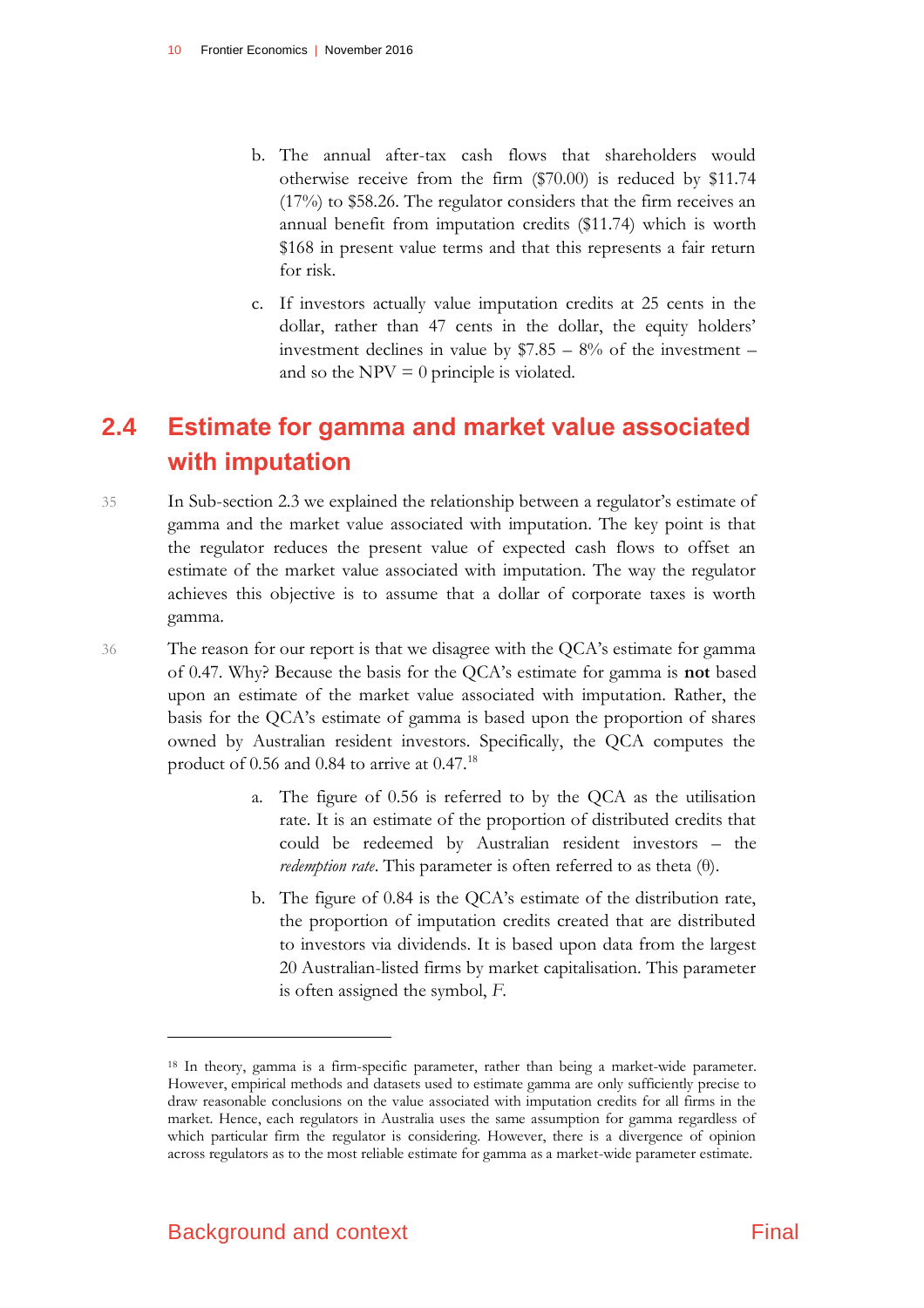b. The annual after-tax cash flows that shareholders would otherwise receive from the firm ($70.00) is reduced by $11.74 (17%) to $58.26. The regulator considers that the firm receives an annual benefit from imputation credits ($11.74) which is worth $168 in present value terms and that this represents a fair return for risk.

c. If investors actually value imputation credits at 25 cents in the dollar, rather than 47 cents in the dollar, the equity holders' investment declines in value by $7.85 – 8% of the investment – and so the NPV = 0 principle is violated.

## 2.4 Estimate for gamma and market value associated with imputation

35 In Sub-section 2.3 we explained the relationship between a regulator's estimate of gamma and the market value associated with imputation. The key point is that the regulator reduces the present value of expected cash flows to offset an estimate of the market value associated with imputation. The way the regulator achieves this objective is to assume that a dollar of corporate taxes is worth gamma.

36 The reason for our report is that we disagree with the QCA's estimate for gamma of 0.47. Why? Because the basis for the QCA's estimate for gamma is **not** based upon an estimate of the market value associated with imputation. Rather, the basis for the QCA's estimate of gamma is based upon the proportion of shares owned by Australian resident investors. Specifically, the QCA computes the product of 0.56 and 0.84 to arrive at 0.47.[18]

a. The figure of 0.56 is referred to by the QCA as the utilisation rate. It is an estimate of the proportion of distributed credits that could be redeemed by Australian resident investors – the *redemption rate*. This parameter is often referred to as theta (θ).

b. The figure of 0.84 is the QCA's estimate of the distribution rate, the proportion of imputation credits created that are distributed to investors via dividends. It is based upon data from the largest 20 Australian-listed firms by market capitalisation. This parameter is often assigned the symbol, *F*.

---

[18] In theory, gamma is a firm-specific parameter, rather than being a market-wide parameter. However, empirical methods and datasets used to estimate gamma are only sufficiently precise to draw reasonable conclusions on the value associated with imputation credits for all firms in the market. Hence, each regulators in Australia uses the same assumption for gamma regardless of which particular firm the regulator is considering. However, there is a divergence of opinion across regulators as to the most reliable estimate for gamma as a market-wide parameter estimate.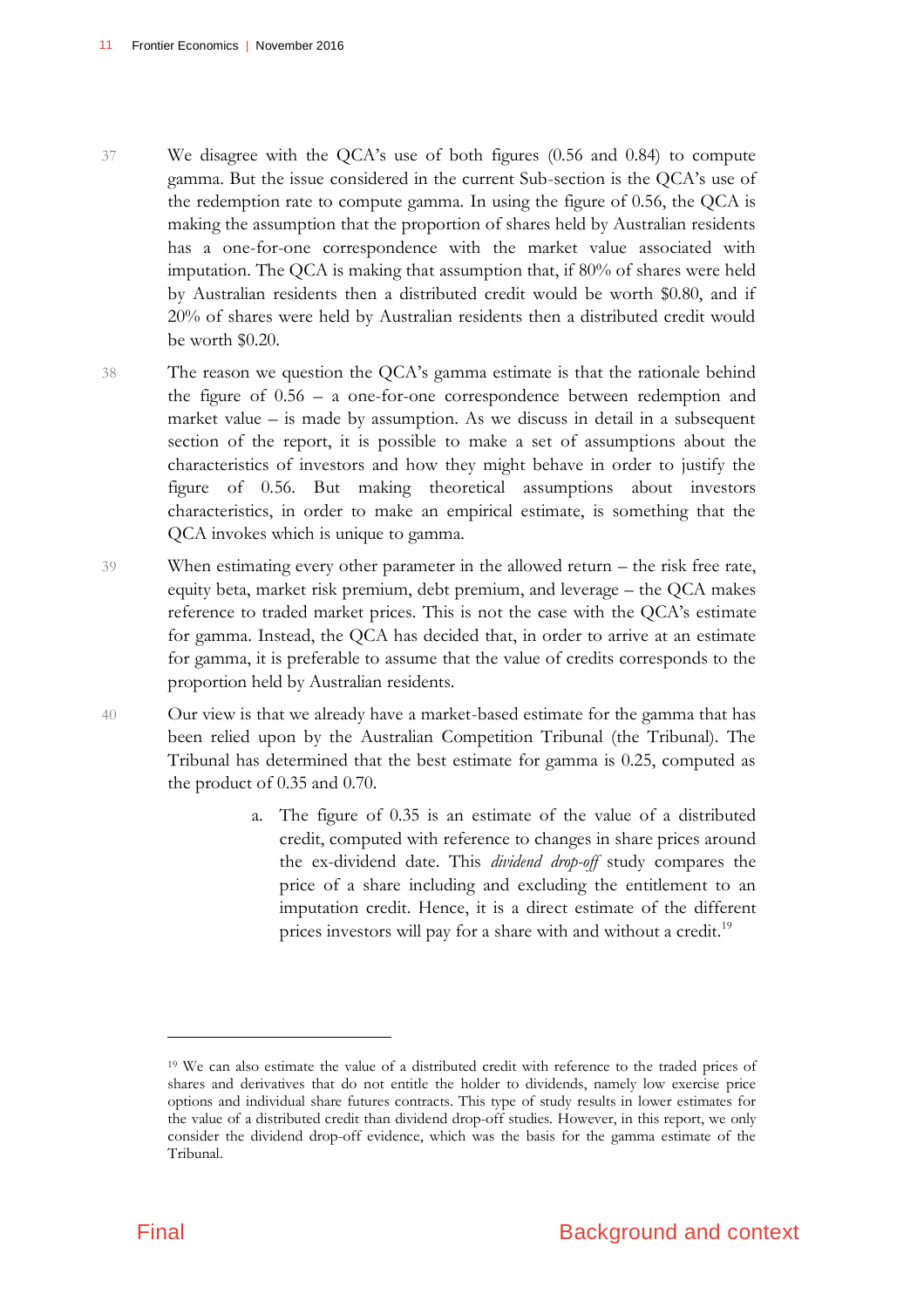37 We disagree with the QCA's use of both figures (0.56 and 0.84) to compute gamma. But the issue considered in the current Sub-section is the QCA's use of the redemption rate to compute gamma. In using the figure of 0.56, the QCA is making the assumption that the proportion of shares held by Australian residents has a one-for-one correspondence with the market value associated with imputation. The QCA is making that assumption that, if 80% of shares were held by Australian residents then a distributed credit would be worth $0.80, and if 20% of shares were held by Australian residents then a distributed credit would be worth $0.20.

38 The reason we question the QCA's gamma estimate is that the rationale behind the figure of 0.56 – a one-for-one correspondence between redemption and market value – is made by assumption. As we discuss in detail in a subsequent section of the report, it is possible to make a set of assumptions about the characteristics of investors and how they might behave in order to justify the figure of 0.56. But making theoretical assumptions about investors characteristics, in order to make an empirical estimate, is something that the QCA invokes which is unique to gamma.

39 When estimating every other parameter in the allowed return – the risk free rate, equity beta, market risk premium, debt premium, and leverage – the QCA makes reference to traded market prices. This is not the case with the QCA's estimate for gamma. Instead, the QCA has decided that, in order to arrive at an estimate for gamma, it is preferable to assume that the value of credits corresponds to the proportion held by Australian residents.

40 Our view is that we already have a market-based estimate for the gamma that has been relied upon by the Australian Competition Tribunal (the Tribunal). The Tribunal has determined that the best estimate for gamma is 0.25, computed as the product of 0.35 and 0.70.

a. The figure of 0.35 is an estimate of the value of a distributed credit, computed with reference to changes in share prices around the ex-dividend date. This *dividend drop-off* study compares the price of a share including and excluding the entitlement to an imputation credit. Hence, it is a direct estimate of the different prices investors will pay for a share with and without a credit.[19]

[19] We can also estimate the value of a distributed credit with reference to the traded prices of shares and derivatives that do not entitle the holder to dividends, namely low exercise price options and individual share futures contracts. This type of study results in lower estimates for the value of a distributed credit than dividend drop-off studies. However, in this report, we only consider the dividend drop-off evidence, which was the basis for the gamma estimate of the Tribunal.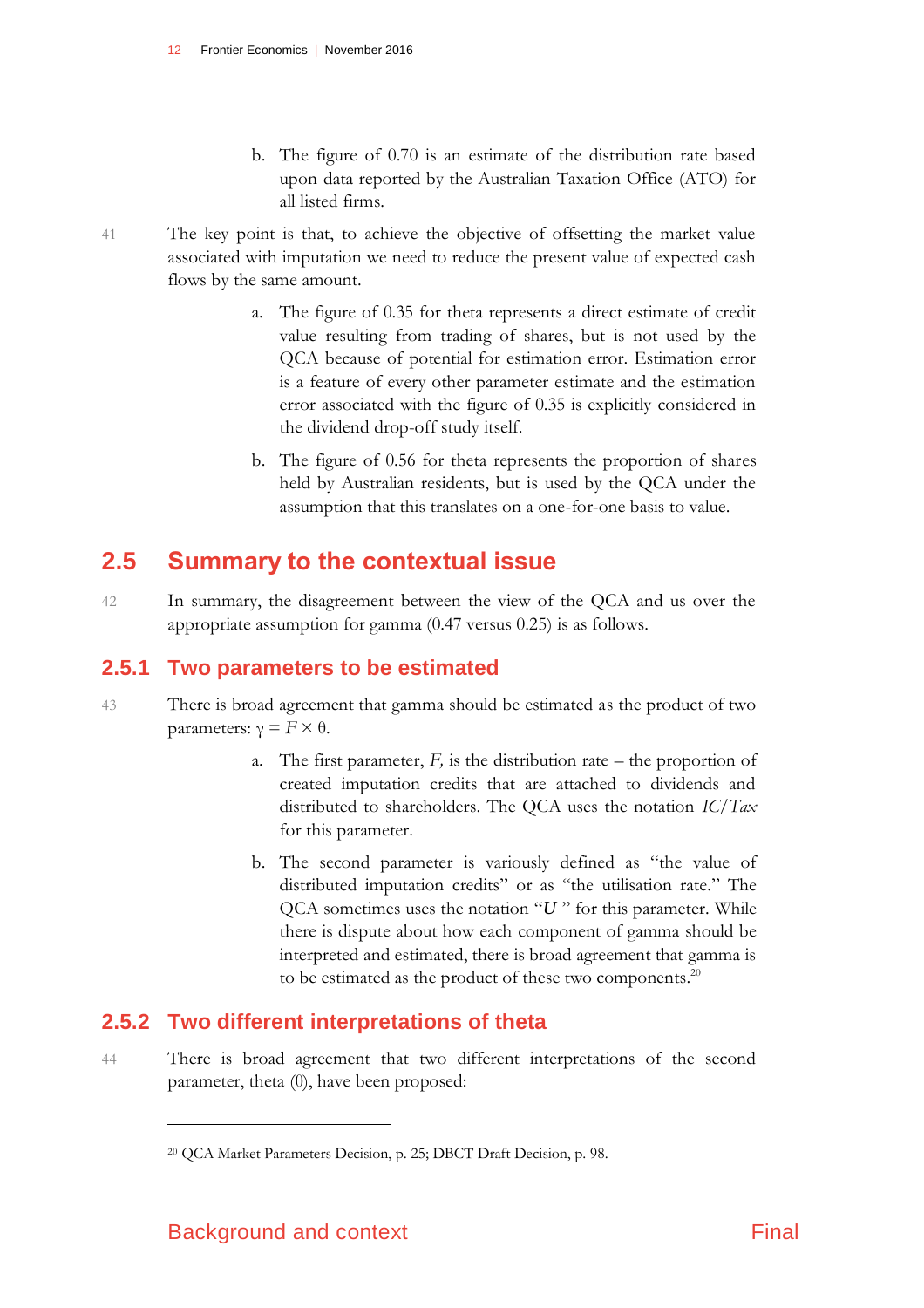b. The figure of 0.70 is an estimate of the distribution rate based upon data reported by the Australian Taxation Office (ATO) for all listed firms.

41 The key point is that, to achieve the objective of offsetting the market value associated with imputation we need to reduce the present value of expected cash flows by the same amount.

a. The figure of 0.35 for theta represents a direct estimate of credit value resulting from trading of shares, but is not used by the QCA because of potential for estimation error. Estimation error is a feature of every other parameter estimate and the estimation error associated with the figure of 0.35 is explicitly considered in the dividend drop-off study itself.

b. The figure of 0.56 for theta represents the proportion of shares held by Australian residents, but is used by the QCA under the assumption that this translates on a one-for-one basis to value.

## 2.5 Summary to the contextual issue

42 In summary, the disagreement between the view of the QCA and us over the appropriate assumption for gamma (0.47 versus 0.25) is as follows.

### 2.5.1 Two parameters to be estimated

43 There is broad agreement that gamma should be estimated as the product of two parameters: $\gamma = F \times \theta$.

a. The first parameter, $F$, is the distribution rate – the proportion of created imputation credits that are attached to dividends and distributed to shareholders. The QCA uses the notation $IC/Tax$ for this parameter.

b. The second parameter is variously defined as "the value of distributed imputation credits" or as "the utilisation rate." The QCA sometimes uses the notation "$U$" for this parameter. While there is dispute about how each component of gamma should be interpreted and estimated, there is broad agreement that gamma is to be estimated as the product of these two components.[20]

### 2.5.2 Two different interpretations of theta

44 There is broad agreement that two different interpretations of the second parameter, theta ($\theta$), have been proposed:

[20] QCA Market Parameters Decision, p. 25; DBCT Draft Decision, p. 98.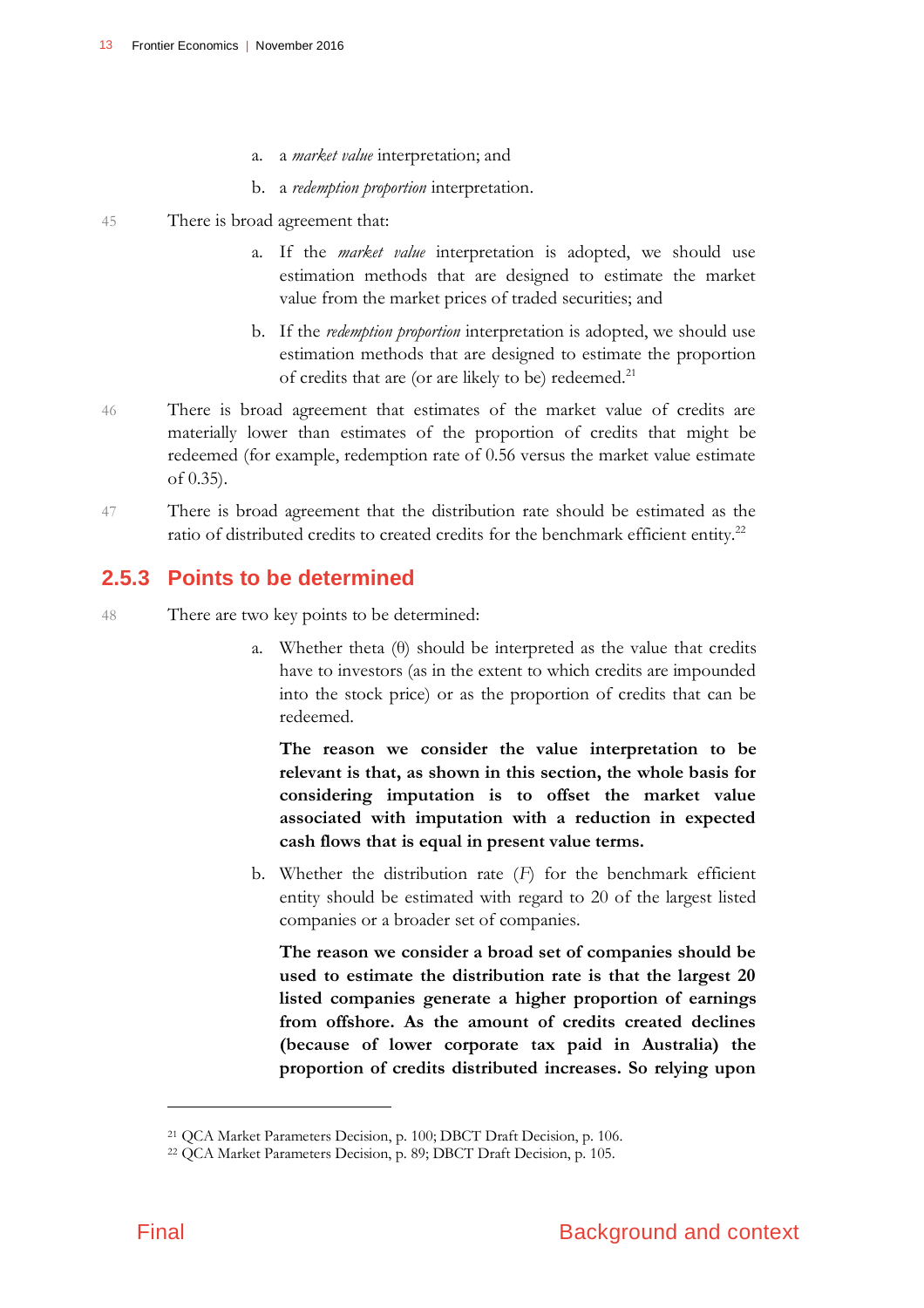a. a *market value* interpretation; and

b. a *redemption proportion* interpretation.

45 There is broad agreement that:

a. If the *market value* interpretation is adopted, we should use estimation methods that are designed to estimate the market value from the market prices of traded securities; and

b. If the *redemption proportion* interpretation is adopted, we should use estimation methods that are designed to estimate the proportion of credits that are (or are likely to be) redeemed.[21]

46 There is broad agreement that estimates of the market value of credits are materially lower than estimates of the proportion of credits that might be redeemed (for example, redemption rate of 0.56 versus the market value estimate of 0.35).

47 There is broad agreement that the distribution rate should be estimated as the ratio of distributed credits to created credits for the benchmark efficient entity.[22]

### 2.5.3 Points to be determined

48 There are two key points to be determined:

a. Whether theta ($\theta$) should be interpreted as the value that credits have to investors (as in the extent to which credits are impounded into the stock price) or as the proportion of credits that can be redeemed.

**The reason we consider the value interpretation to be relevant is that, as shown in this section, the whole basis for considering imputation is to offset the market value associated with imputation with a reduction in expected cash flows that is equal in present value terms.**

b. Whether the distribution rate ($F$) for the benchmark efficient entity should be estimated with regard to 20 of the largest listed companies or a broader set of companies.

**The reason we consider a broad set of companies should be used to estimate the distribution rate is that the largest 20 listed companies generate a higher proportion of earnings from offshore. As the amount of credits created declines (because of lower corporate tax paid in Australia) the proportion of credits distributed increases. So relying upon**

[21] QCA Market Parameters Decision, p. 100; DBCT Draft Decision, p. 106.

[22] QCA Market Parameters Decision, p. 89; DBCT Draft Decision, p. 105.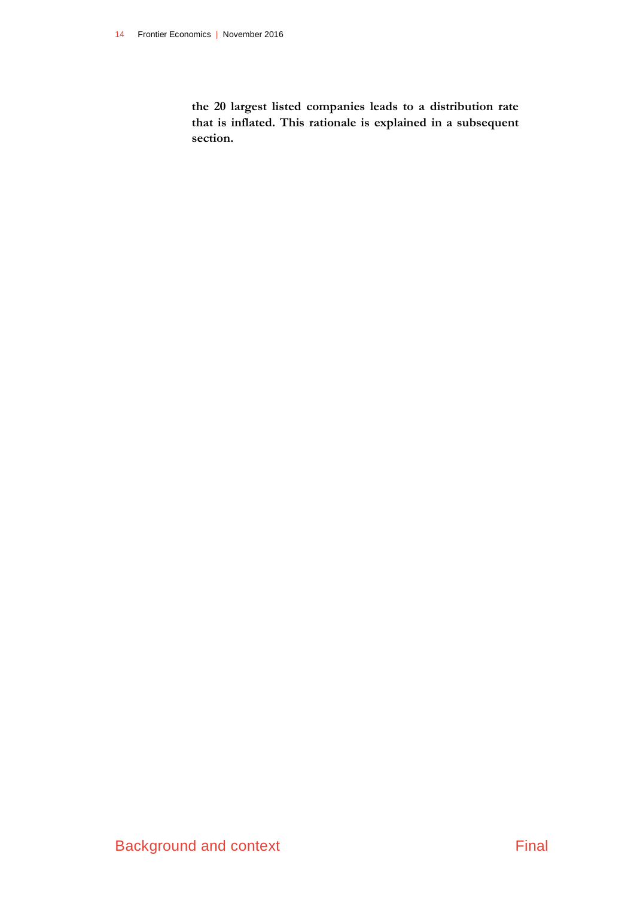**the 20 largest listed companies leads to a distribution rate that is inflated. This rationale is explained in a subsequent section.**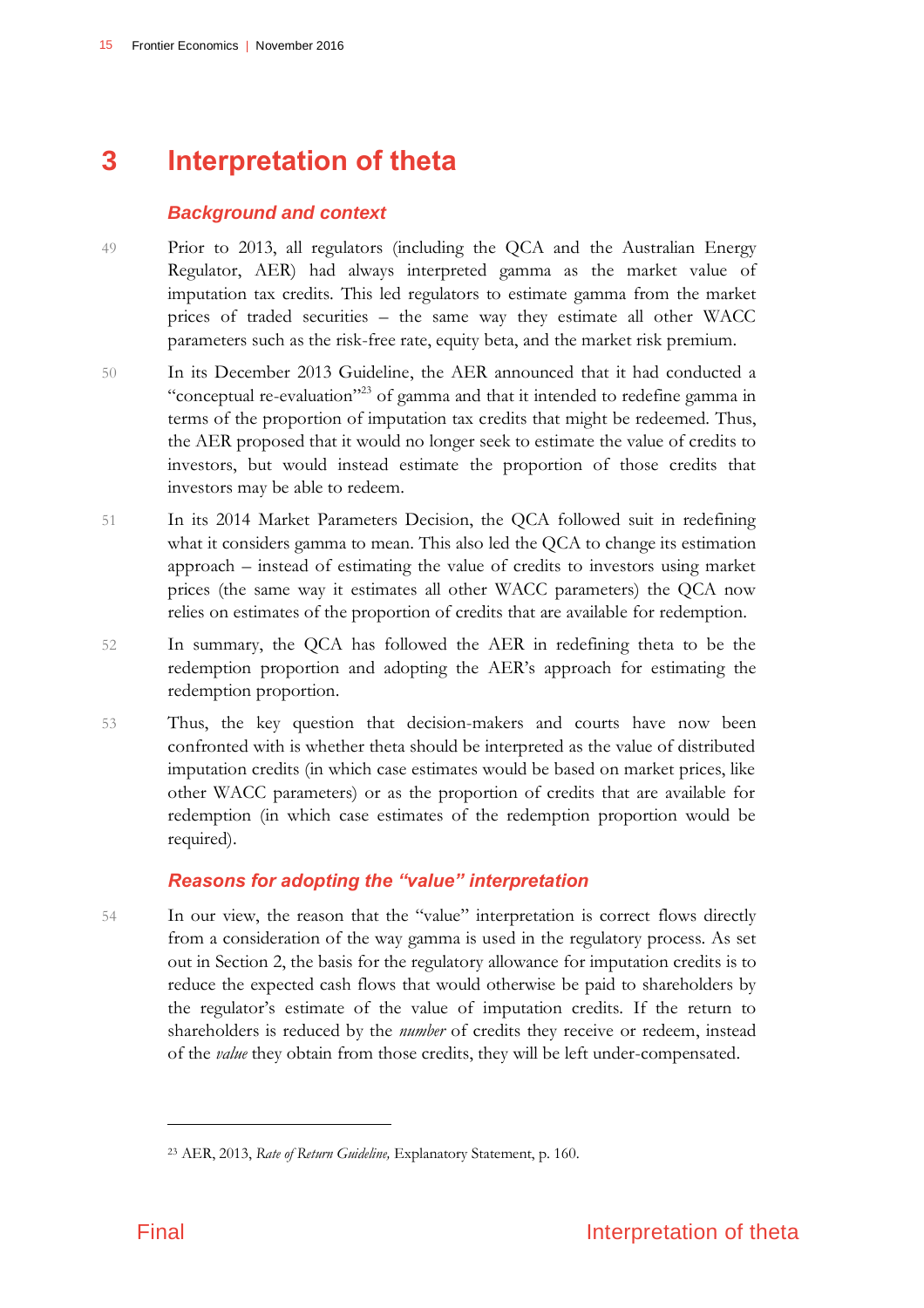# 3 Interpretation of theta

### *Background and context*

49 Prior to 2013, all regulators (including the QCA and the Australian Energy Regulator, AER) had always interpreted gamma as the market value of imputation tax credits. This led regulators to estimate gamma from the market prices of traded securities – the same way they estimate all other WACC parameters such as the risk-free rate, equity beta, and the market risk premium.

50 In its December 2013 Guideline, the AER announced that it had conducted a "conceptual re-evaluation"[23] of gamma and that it intended to redefine gamma in terms of the proportion of imputation tax credits that might be redeemed. Thus, the AER proposed that it would no longer seek to estimate the value of credits to investors, but would instead estimate the proportion of those credits that investors may be able to redeem.

51 In its 2014 Market Parameters Decision, the QCA followed suit in redefining what it considers gamma to mean. This also led the QCA to change its estimation approach – instead of estimating the value of credits to investors using market prices (the same way it estimates all other WACC parameters) the QCA now relies on estimates of the proportion of credits that are available for redemption.

52 In summary, the QCA has followed the AER in redefining theta to be the redemption proportion and adopting the AER's approach for estimating the redemption proportion.

53 Thus, the key question that decision-makers and courts have now been confronted with is whether theta should be interpreted as the value of distributed imputation credits (in which case estimates would be based on market prices, like other WACC parameters) or as the proportion of credits that are available for redemption (in which case estimates of the redemption proportion would be required).

### *Reasons for adopting the "value" interpretation*

54 In our view, the reason that the "value" interpretation is correct flows directly from a consideration of the way gamma is used in the regulatory process. As set out in Section 2, the basis for the regulatory allowance for imputation credits is to reduce the expected cash flows that would otherwise be paid to shareholders by the regulator's estimate of the value of imputation credits. If the return to shareholders is reduced by the *number* of credits they receive or redeem, instead of the *value* they obtain from those credits, they will be left under-compensated.

---

[23] AER, 2013, *Rate of Return Guideline,* Explanatory Statement, p. 160.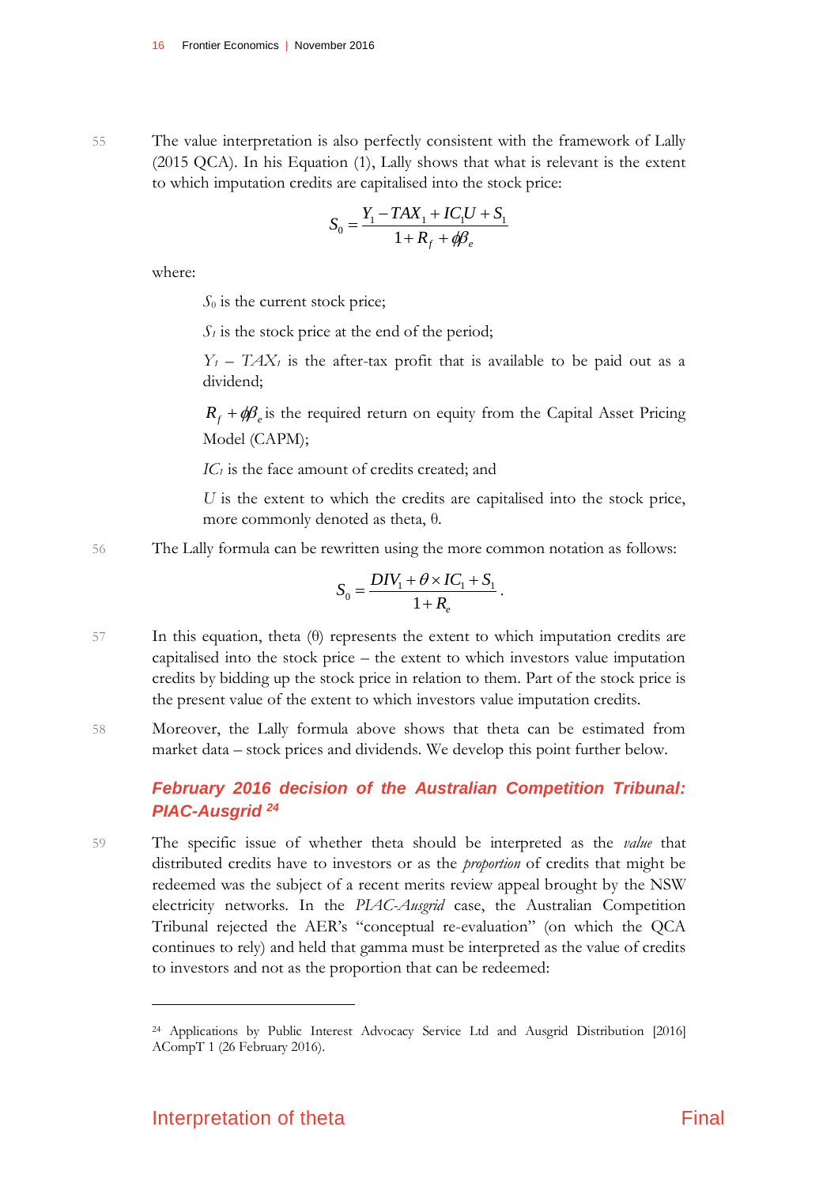55 The value interpretation is also perfectly consistent with the framework of Lally (2015 QCA). In his Equation (1), Lally shows that what is relevant is the extent to which imputation credits are capitalised into the stock price:

$$S_0 = \frac{Y_1 - TAX_1 + IC_1U + S_1}{1 + R_f + \phi\beta_e}$$

where:

> $S_0$ is the current stock price;
>
> $S_1$ is the stock price at the end of the period;
>
> $Y_1 - TAX_1$ is the after-tax profit that is available to be paid out as a dividend;
>
> $R_f + \phi\beta_e$ is the required return on equity from the Capital Asset Pricing Model (CAPM);
>
> $IC_1$ is the face amount of credits created; and
>
> $U$ is the extent to which the credits are capitalised into the stock price, more commonly denoted as theta, θ.

56 The Lally formula can be rewritten using the more common notation as follows:

$$S_0 = \frac{DIV_1 + \theta \times IC_1 + S_1}{1 + R_e}.$$

57 In this equation, theta (θ) represents the extent to which imputation credits are capitalised into the stock price – the extent to which investors value imputation credits by bidding up the stock price in relation to them. Part of the stock price is the present value of the extent to which investors value imputation credits.

58 Moreover, the Lally formula above shows that theta can be estimated from market data – stock prices and dividends. We develop this point further below.

### *February 2016 decision of the Australian Competition Tribunal: PIAC-Ausgrid* [24]

59 The specific issue of whether theta should be interpreted as the *value* that distributed credits have to investors or as the *proportion* of credits that might be redeemed was the subject of a recent merits review appeal brought by the NSW electricity networks. In the *PIAC-Ausgrid* case, the Australian Competition Tribunal rejected the AER's "conceptual re-evaluation" (on which the QCA continues to rely) and held that gamma must be interpreted as the value of credits to investors and not as the proportion that can be redeemed:

---

[24] Applications by Public Interest Advocacy Service Ltd and Ausgrid Distribution [2016] ACompT 1 (26 February 2016).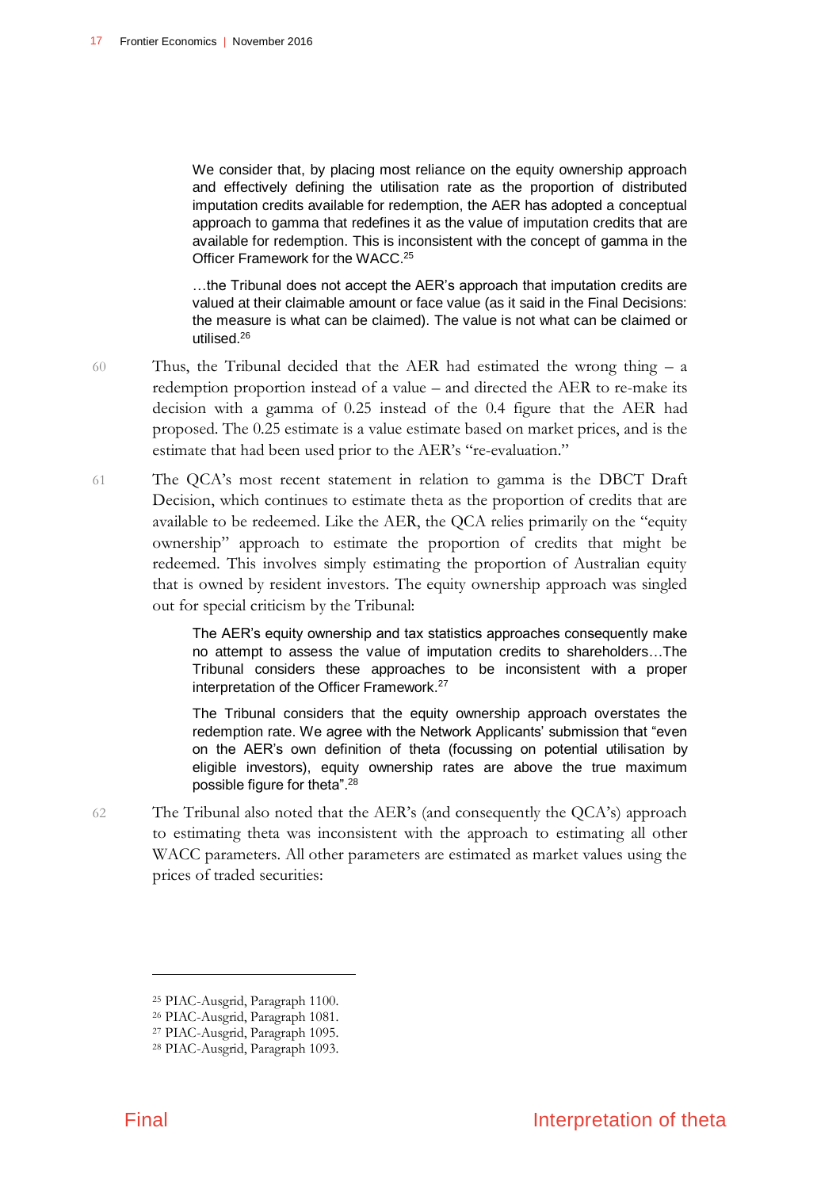> We consider that, by placing most reliance on the equity ownership approach and effectively defining the utilisation rate as the proportion of distributed imputation credits available for redemption, the AER has adopted a conceptual approach to gamma that redefines it as the value of imputation credits that are available for redemption. This is inconsistent with the concept of gamma in the Officer Framework for the WACC.[25]

> …the Tribunal does not accept the AER's approach that imputation credits are valued at their claimable amount or face value (as it said in the Final Decisions: the measure is what can be claimed). The value is not what can be claimed or utilised.[26]

60 Thus, the Tribunal decided that the AER had estimated the wrong thing – a redemption proportion instead of a value – and directed the AER to re-make its decision with a gamma of 0.25 instead of the 0.4 figure that the AER had proposed. The 0.25 estimate is a value estimate based on market prices, and is the estimate that had been used prior to the AER's "re-evaluation."

61 The QCA's most recent statement in relation to gamma is the DBCT Draft Decision, which continues to estimate theta as the proportion of credits that are available to be redeemed. Like the AER, the QCA relies primarily on the "equity ownership" approach to estimate the proportion of credits that might be redeemed. This involves simply estimating the proportion of Australian equity that is owned by resident investors. The equity ownership approach was singled out for special criticism by the Tribunal:

> The AER's equity ownership and tax statistics approaches consequently make no attempt to assess the value of imputation credits to shareholders…The Tribunal considers these approaches to be inconsistent with a proper interpretation of the Officer Framework.[27]

> The Tribunal considers that the equity ownership approach overstates the redemption rate. We agree with the Network Applicants' submission that "even on the AER's own definition of theta (focussing on potential utilisation by eligible investors), equity ownership rates are above the true maximum possible figure for theta".[28]

62 The Tribunal also noted that the AER's (and consequently the QCA's) approach to estimating theta was inconsistent with the approach to estimating all other WACC parameters. All other parameters are estimated as market values using the prices of traded securities:

---

[25] PIAC-Ausgrid, Paragraph 1100.

[26] PIAC-Ausgrid, Paragraph 1081.

[27] PIAC-Ausgrid, Paragraph 1095.

[28] PIAC-Ausgrid, Paragraph 1093.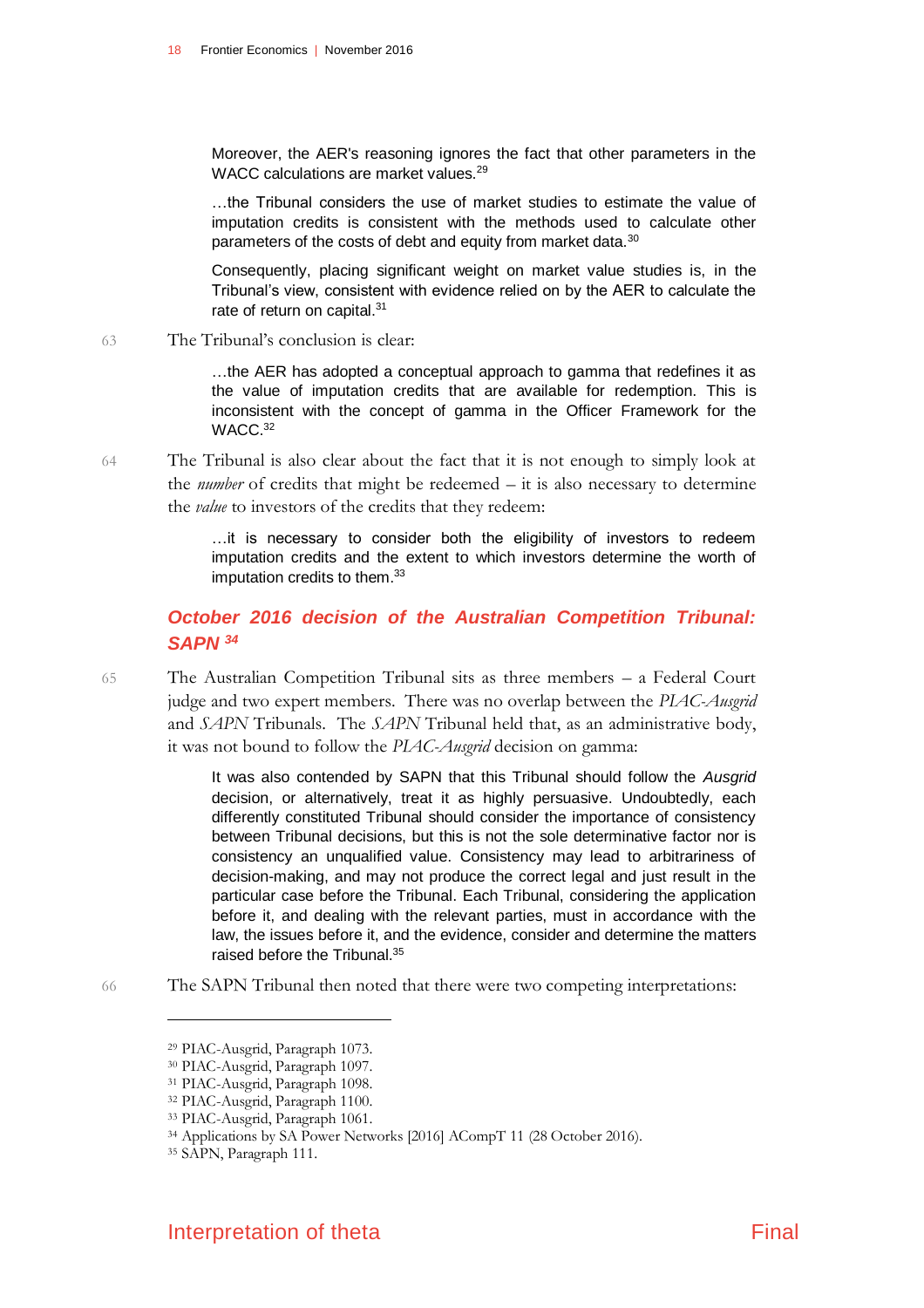> Moreover, the AER's reasoning ignores the fact that other parameters in the WACC calculations are market values.[29]
>
> …the Tribunal considers the use of market studies to estimate the value of imputation credits is consistent with the methods used to calculate other parameters of the costs of debt and equity from market data.[30]
>
> Consequently, placing significant weight on market value studies is, in the Tribunal's view, consistent with evidence relied on by the AER to calculate the rate of return on capital.[31]

63 The Tribunal's conclusion is clear:

> …the AER has adopted a conceptual approach to gamma that redefines it as the value of imputation credits that are available for redemption. This is inconsistent with the concept of gamma in the Officer Framework for the WACC.[32]

64 The Tribunal is also clear about the fact that it is not enough to simply look at the *number* of credits that might be redeemed – it is also necessary to determine the *value* to investors of the credits that they redeem:

> …it is necessary to consider both the eligibility of investors to redeem imputation credits and the extent to which investors determine the worth of imputation credits to them.[33]

### *October 2016 decision of the Australian Competition Tribunal: SAPN* [34]

65 The Australian Competition Tribunal sits as three members – a Federal Court judge and two expert members. There was no overlap between the *PIAC-Ausgrid* and *SAPN* Tribunals. The *SAPN* Tribunal held that, as an administrative body, it was not bound to follow the *PIAC-Ausgrid* decision on gamma:

> It was also contended by SAPN that this Tribunal should follow the *Ausgrid* decision, or alternatively, treat it as highly persuasive. Undoubtedly, each differently constituted Tribunal should consider the importance of consistency between Tribunal decisions, but this is not the sole determinative factor nor is consistency an unqualified value. Consistency may lead to arbitrariness of decision-making, and may not produce the correct legal and just result in the particular case before the Tribunal. Each Tribunal, considering the application before it, and dealing with the relevant parties, must in accordance with the law, the issues before it, and the evidence, consider and determine the matters raised before the Tribunal.[35]

66 The SAPN Tribunal then noted that there were two competing interpretations:

---

[29] PIAC-Ausgrid, Paragraph 1073.

[30] PIAC-Ausgrid, Paragraph 1097.

[31] PIAC-Ausgrid, Paragraph 1098.

[32] PIAC-Ausgrid, Paragraph 1100.

[33] PIAC-Ausgrid, Paragraph 1061.

[34] Applications by SA Power Networks [2016] ACompT 11 (28 October 2016).

[35] SAPN, Paragraph 111.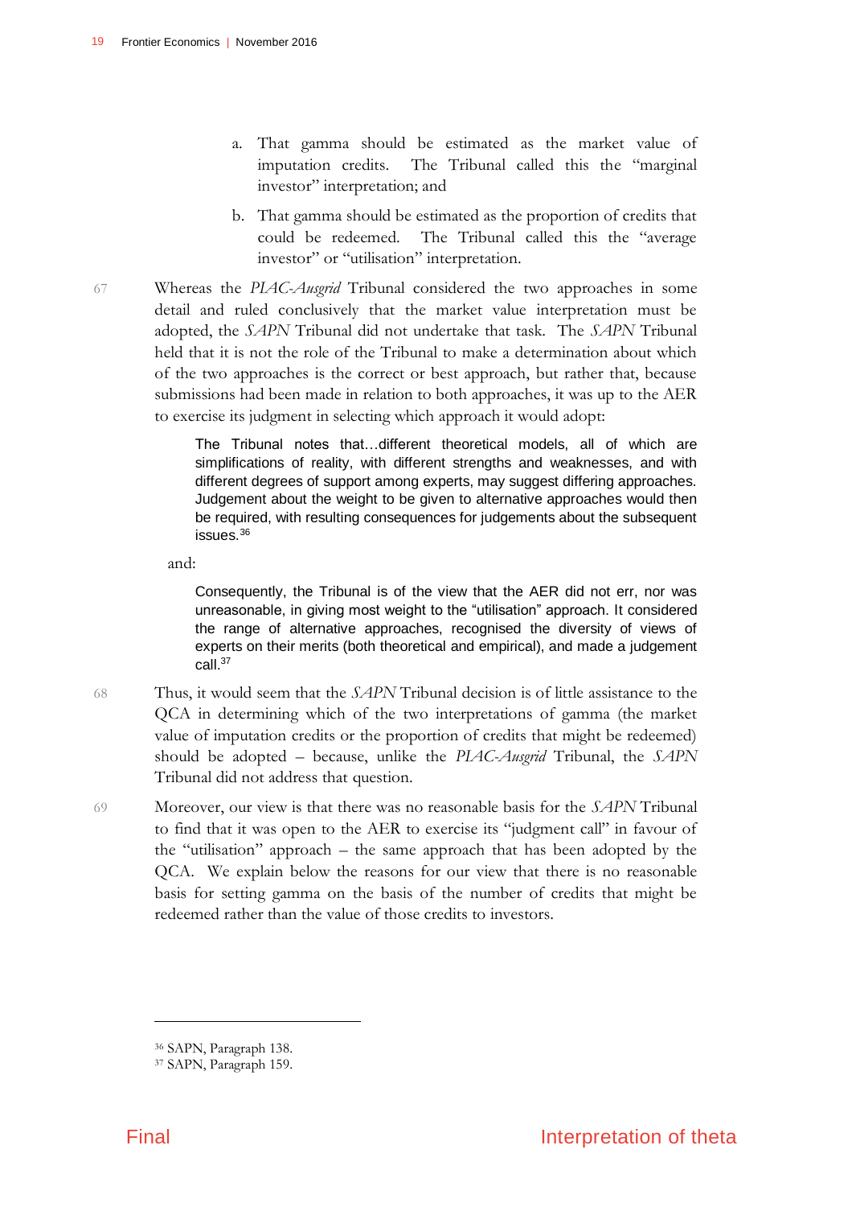a. That gamma should be estimated as the market value of imputation credits. The Tribunal called this the "marginal investor" interpretation; and

b. That gamma should be estimated as the proportion of credits that could be redeemed. The Tribunal called this the "average investor" or "utilisation" interpretation.

67 Whereas the *PIAC-Ausgrid* Tribunal considered the two approaches in some detail and ruled conclusively that the market value interpretation must be adopted, the *SAPN* Tribunal did not undertake that task. The *SAPN* Tribunal held that it is not the role of the Tribunal to make a determination about which of the two approaches is the correct or best approach, but rather that, because submissions had been made in relation to both approaches, it was up to the AER to exercise its judgment in selecting which approach it would adopt:

> The Tribunal notes that…different theoretical models, all of which are simplifications of reality, with different strengths and weaknesses, and with different degrees of support among experts, may suggest differing approaches. Judgement about the weight to be given to alternative approaches would then be required, with resulting consequences for judgements about the subsequent issues.[36]

and:

> Consequently, the Tribunal is of the view that the AER did not err, nor was unreasonable, in giving most weight to the "utilisation" approach. It considered the range of alternative approaches, recognised the diversity of views of experts on their merits (both theoretical and empirical), and made a judgement call.[37]

68 Thus, it would seem that the *SAPN* Tribunal decision is of little assistance to the QCA in determining which of the two interpretations of gamma (the market value of imputation credits or the proportion of credits that might be redeemed) should be adopted – because, unlike the *PIAC-Ausgrid* Tribunal, the *SAPN* Tribunal did not address that question.

69 Moreover, our view is that there was no reasonable basis for the *SAPN* Tribunal to find that it was open to the AER to exercise its "judgment call" in favour of the "utilisation" approach – the same approach that has been adopted by the QCA. We explain below the reasons for our view that there is no reasonable basis for setting gamma on the basis of the number of credits that might be redeemed rather than the value of those credits to investors.

---

[36] SAPN, Paragraph 138.

[37] SAPN, Paragraph 159.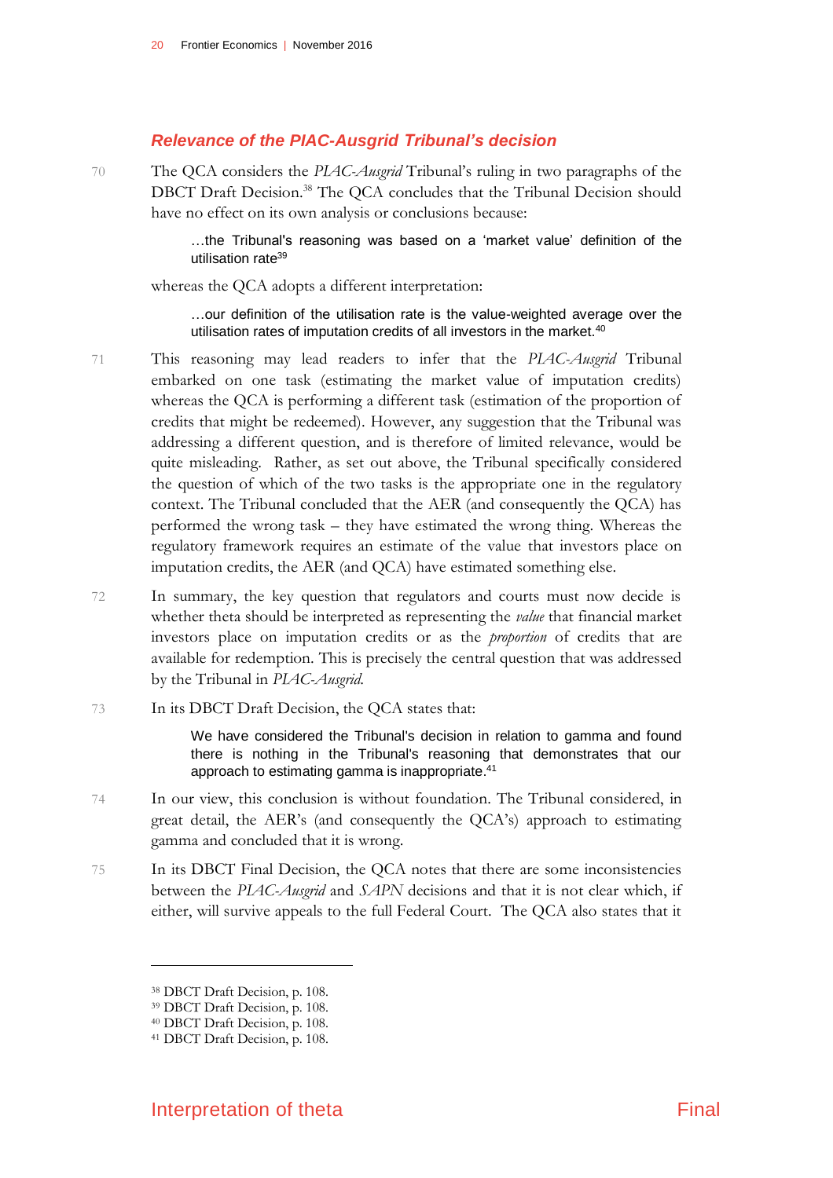### *Relevance of the PIAC-Ausgrid Tribunal's decision*

70 The QCA considers the *PIAC-Ausgrid* Tribunal's ruling in two paragraphs of the DBCT Draft Decision.[38] The QCA concludes that the Tribunal Decision should have no effect on its own analysis or conclusions because:

> …the Tribunal's reasoning was based on a 'market value' definition of the utilisation rate[39]

whereas the QCA adopts a different interpretation:

> …our definition of the utilisation rate is the value-weighted average over the utilisation rates of imputation credits of all investors in the market.[40]

71 This reasoning may lead readers to infer that the *PIAC-Ausgrid* Tribunal embarked on one task (estimating the market value of imputation credits) whereas the QCA is performing a different task (estimation of the proportion of credits that might be redeemed). However, any suggestion that the Tribunal was addressing a different question, and is therefore of limited relevance, would be quite misleading. Rather, as set out above, the Tribunal specifically considered the question of which of the two tasks is the appropriate one in the regulatory context. The Tribunal concluded that the AER (and consequently the QCA) has performed the wrong task – they have estimated the wrong thing. Whereas the regulatory framework requires an estimate of the value that investors place on imputation credits, the AER (and QCA) have estimated something else.

72 In summary, the key question that regulators and courts must now decide is whether theta should be interpreted as representing the *value* that financial market investors place on imputation credits or as the *proportion* of credits that are available for redemption. This is precisely the central question that was addressed by the Tribunal in *PIAC-Ausgrid.*

73 In its DBCT Draft Decision, the QCA states that:

> We have considered the Tribunal's decision in relation to gamma and found there is nothing in the Tribunal's reasoning that demonstrates that our approach to estimating gamma is inappropriate.[41]

74 In our view, this conclusion is without foundation. The Tribunal considered, in great detail, the AER's (and consequently the QCA's) approach to estimating gamma and concluded that it is wrong.

75 In its DBCT Final Decision, the QCA notes that there are some inconsistencies between the *PIAC-Ausgrid* and *SAPN* decisions and that it is not clear which, if either, will survive appeals to the full Federal Court. The QCA also states that it

---

[38] DBCT Draft Decision, p. 108.

[39] DBCT Draft Decision, p. 108.

[40] DBCT Draft Decision, p. 108.

[41] DBCT Draft Decision, p. 108.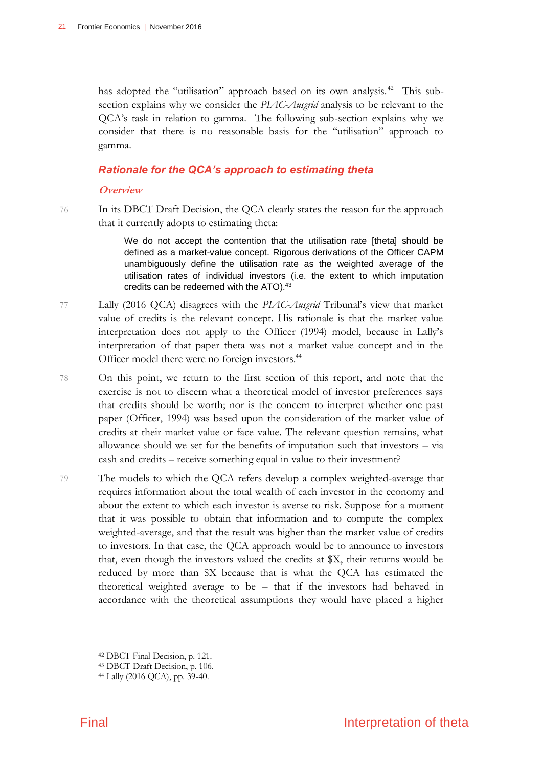has adopted the "utilisation" approach based on its own analysis.[42] This sub-section explains why we consider the *PIAC-Ausgrid* analysis to be relevant to the QCA's task in relation to gamma. The following sub-section explains why we consider that there is no reasonable basis for the "utilisation" approach to gamma.

### Rationale for the QCA's approach to estimating theta

#### *Overview*

76 In its DBCT Draft Decision, the QCA clearly states the reason for the approach that it currently adopts to estimating theta:

> We do not accept the contention that the utilisation rate [theta] should be defined as a market-value concept. Rigorous derivations of the Officer CAPM unambiguously define the utilisation rate as the weighted average of the utilisation rates of individual investors (i.e. the extent to which imputation credits can be redeemed with the ATO).[43]

77 Lally (2016 QCA) disagrees with the *PIAC-Ausgrid* Tribunal's view that market value of credits is the relevant concept. His rationale is that the market value interpretation does not apply to the Officer (1994) model, because in Lally's interpretation of that paper theta was not a market value concept and in the Officer model there were no foreign investors.[44]

78 On this point, we return to the first section of this report, and note that the exercise is not to discern what a theoretical model of investor preferences says that credits should be worth; nor is the concern to interpret whether one past paper (Officer, 1994) was based upon the consideration of the market value of credits at their market value or face value. The relevant question remains, what allowance should we set for the benefits of imputation such that investors – via cash and credits – receive something equal in value to their investment?

79 The models to which the QCA refers develop a complex weighted-average that requires information about the total wealth of each investor in the economy and about the extent to which each investor is averse to risk. Suppose for a moment that it was possible to obtain that information and to compute the complex weighted-average, and that the result was higher than the market value of credits to investors. In that case, the QCA approach would be to announce to investors that, even though the investors valued the credits at $X, their returns would be reduced by more than $X because that is what the QCA has estimated the theoretical weighted average to be – that if the investors had behaved in accordance with the theoretical assumptions they would have placed a higher

---

[42] DBCT Final Decision, p. 121.

[43] DBCT Draft Decision, p. 106.

[44] Lally (2016 QCA), pp. 39-40.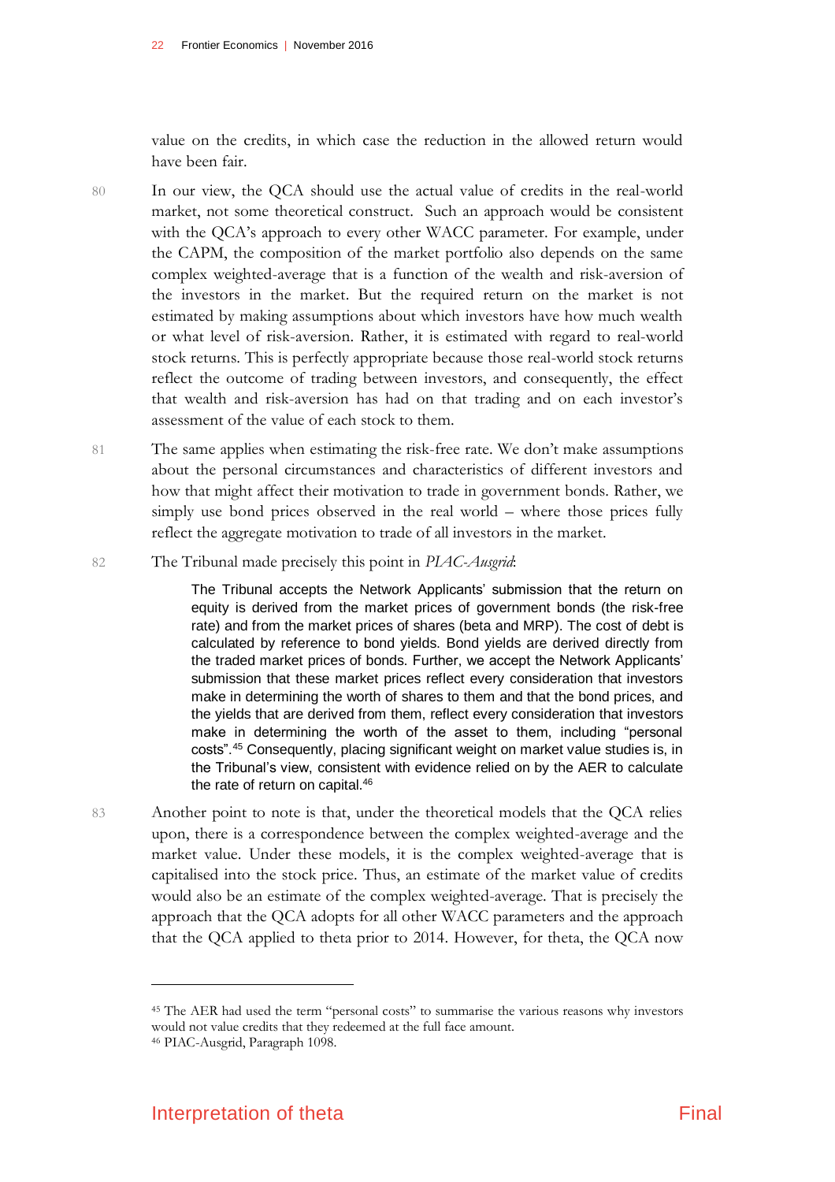value on the credits, in which case the reduction in the allowed return would have been fair.

80 In our view, the QCA should use the actual value of credits in the real-world market, not some theoretical construct. Such an approach would be consistent with the QCA's approach to every other WACC parameter. For example, under the CAPM, the composition of the market portfolio also depends on the same complex weighted-average that is a function of the wealth and risk-aversion of the investors in the market. But the required return on the market is not estimated by making assumptions about which investors have how much wealth or what level of risk-aversion. Rather, it is estimated with regard to real-world stock returns. This is perfectly appropriate because those real-world stock returns reflect the outcome of trading between investors, and consequently, the effect that wealth and risk-aversion has had on that trading and on each investor's assessment of the value of each stock to them.

81 The same applies when estimating the risk-free rate. We don't make assumptions about the personal circumstances and characteristics of different investors and how that might affect their motivation to trade in government bonds. Rather, we simply use bond prices observed in the real world – where those prices fully reflect the aggregate motivation to trade of all investors in the market.

82 The Tribunal made precisely this point in *PIAC-Ausgrid*:

> The Tribunal accepts the Network Applicants' submission that the return on equity is derived from the market prices of government bonds (the risk-free rate) and from the market prices of shares (beta and MRP). The cost of debt is calculated by reference to bond yields. Bond yields are derived directly from the traded market prices of bonds. Further, we accept the Network Applicants' submission that these market prices reflect every consideration that investors make in determining the worth of shares to them and that the bond prices, and the yields that are derived from them, reflect every consideration that investors make in determining the worth of the asset to them, including "personal costs".[45] Consequently, placing significant weight on market value studies is, in the Tribunal's view, consistent with evidence relied on by the AER to calculate the rate of return on capital.[46]

83 Another point to note is that, under the theoretical models that the QCA relies upon, there is a correspondence between the complex weighted-average and the market value. Under these models, it is the complex weighted-average that is capitalised into the stock price. Thus, an estimate of the market value of credits would also be an estimate of the complex weighted-average. That is precisely the approach that the QCA adopts for all other WACC parameters and the approach that the QCA applied to theta prior to 2014. However, for theta, the QCA now

[45] The AER had used the term "personal costs" to summarise the various reasons why investors would not value credits that they redeemed at the full face amount.

[46] PIAC-Ausgrid, Paragraph 1098.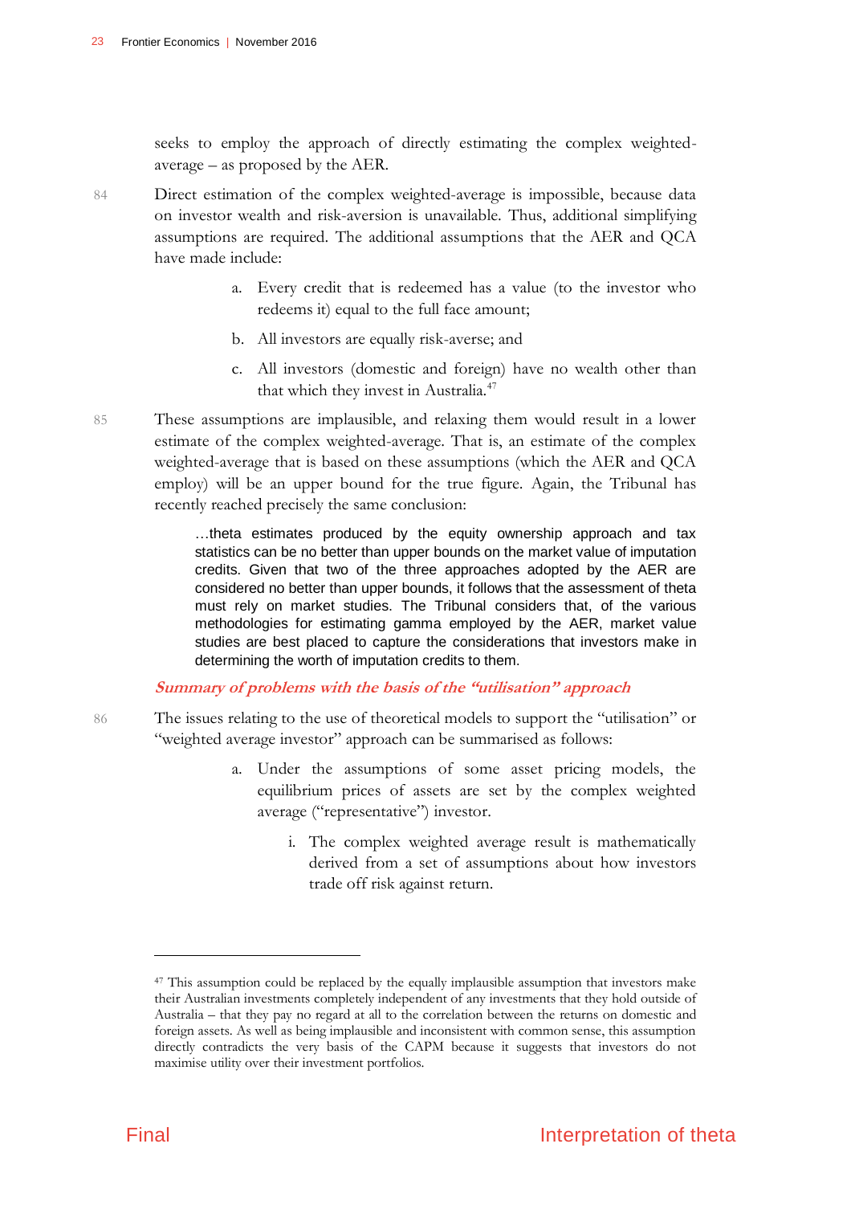seeks to employ the approach of directly estimating the complex weighted-average – as proposed by the AER.

84 Direct estimation of the complex weighted-average is impossible, because data on investor wealth and risk-aversion is unavailable. Thus, additional simplifying assumptions are required. The additional assumptions that the AER and QCA have made include:

a. Every credit that is redeemed has a value (to the investor who redeems it) equal to the full face amount;

b. All investors are equally risk-averse; and

c. All investors (domestic and foreign) have no wealth other than that which they invest in Australia.[47]

85 These assumptions are implausible, and relaxing them would result in a lower estimate of the complex weighted-average. That is, an estimate of the complex weighted-average that is based on these assumptions (which the AER and QCA employ) will be an upper bound for the true figure. Again, the Tribunal has recently reached precisely the same conclusion:

> …theta estimates produced by the equity ownership approach and tax statistics can be no better than upper bounds on the market value of imputation credits. Given that two of the three approaches adopted by the AER are considered no better than upper bounds, it follows that the assessment of theta must rely on market studies. The Tribunal considers that, of the various methodologies for estimating gamma employed by the AER, market value studies are best placed to capture the considerations that investors make in determining the worth of imputation credits to them.

***Summary of problems with the basis of the "utilisation" approach***

86 The issues relating to the use of theoretical models to support the "utilisation" or "weighted average investor" approach can be summarised as follows:

a. Under the assumptions of some asset pricing models, the equilibrium prices of assets are set by the complex weighted average ("representative") investor.

   i. The complex weighted average result is mathematically derived from a set of assumptions about how investors trade off risk against return.

---

[47] This assumption could be replaced by the equally implausible assumption that investors make their Australian investments completely independent of any investments that they hold outside of Australia – that they pay no regard at all to the correlation between the returns on domestic and foreign assets. As well as being implausible and inconsistent with common sense, this assumption directly contradicts the very basis of the CAPM because it suggests that investors do not maximise utility over their investment portfolios.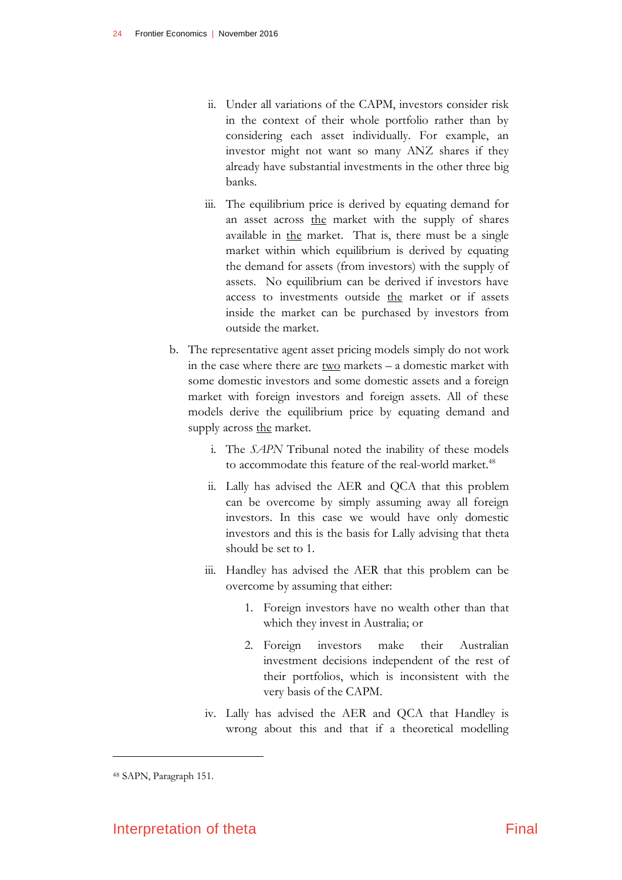ii. Under all variations of the CAPM, investors consider risk in the context of their whole portfolio rather than by considering each asset individually. For example, an investor might not want so many ANZ shares if they already have substantial investments in the other three big banks.

iii. The equilibrium price is derived by equating demand for an asset across <u>the</u> market with the supply of shares available in <u>the</u> market. That is, there must be a single market within which equilibrium is derived by equating the demand for assets (from investors) with the supply of assets. No equilibrium can be derived if investors have access to investments outside <u>the</u> market or if assets inside the market can be purchased by investors from outside the market.

b. The representative agent asset pricing models simply do not work in the case where there are <u>two</u> markets – a domestic market with some domestic investors and some domestic assets and a foreign market with foreign investors and foreign assets. All of these models derive the equilibrium price by equating demand and supply across <u>the</u> market.

   i. The *SAPN* Tribunal noted the inability of these models to accommodate this feature of the real-world market.[48]

   ii. Lally has advised the AER and QCA that this problem can be overcome by simply assuming away all foreign investors. In this case we would have only domestic investors and this is the basis for Lally advising that theta should be set to 1.

   iii. Handley has advised the AER that this problem can be overcome by assuming that either:

      1. Foreign investors have no wealth other than that which they invest in Australia; or

      2. Foreign investors make their Australian investment decisions independent of the rest of their portfolios, which is inconsistent with the very basis of the CAPM.

   iv. Lally has advised the AER and QCA that Handley is wrong about this and that if a theoretical modelling

---

[48] SAPN, Paragraph 151.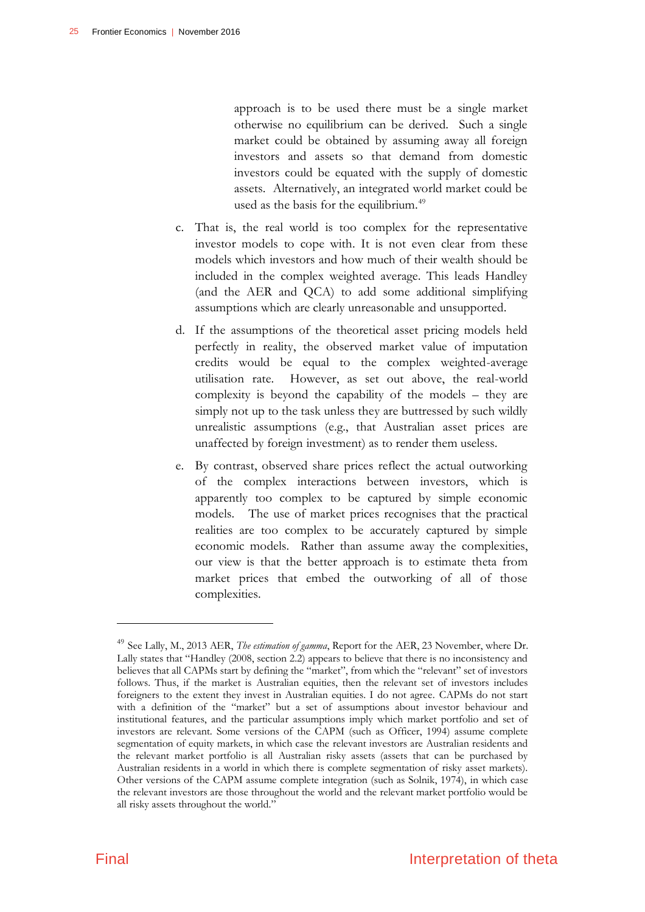approach is to be used there must be a single market otherwise no equilibrium can be derived. Such a single market could be obtained by assuming away all foreign investors and assets so that demand from domestic investors could be equated with the supply of domestic assets. Alternatively, an integrated world market could be used as the basis for the equilibrium.[49]

c. That is, the real world is too complex for the representative investor models to cope with. It is not even clear from these models which investors and how much of their wealth should be included in the complex weighted average. This leads Handley (and the AER and QCA) to add some additional simplifying assumptions which are clearly unreasonable and unsupported.

d. If the assumptions of the theoretical asset pricing models held perfectly in reality, the observed market value of imputation credits would be equal to the complex weighted-average utilisation rate. However, as set out above, the real-world complexity is beyond the capability of the models – they are simply not up to the task unless they are buttressed by such wildly unrealistic assumptions (e.g., that Australian asset prices are unaffected by foreign investment) as to render them useless.

e. By contrast, observed share prices reflect the actual outworking of the complex interactions between investors, which is apparently too complex to be captured by simple economic models. The use of market prices recognises that the practical realities are too complex to be accurately captured by simple economic models. Rather than assume away the complexities, our view is that the better approach is to estimate theta from market prices that embed the outworking of all of those complexities.

---

[49] See Lally, M., 2013 AER, *The estimation of gamma*, Report for the AER, 23 November, where Dr. Lally states that "Handley (2008, section 2.2) appears to believe that there is no inconsistency and believes that all CAPMs start by defining the "market", from which the "relevant" set of investors follows. Thus, if the market is Australian equities, then the relevant set of investors includes foreigners to the extent they invest in Australian equities. I do not agree. CAPMs do not start with a definition of the "market" but a set of assumptions about investor behaviour and institutional features, and the particular assumptions imply which market portfolio and set of investors are relevant. Some versions of the CAPM (such as Officer, 1994) assume complete segmentation of equity markets, in which case the relevant investors are Australian residents and the relevant market portfolio is all Australian risky assets (assets that can be purchased by Australian residents in a world in which there is complete segmentation of risky asset markets). Other versions of the CAPM assume complete integration (such as Solnik, 1974), in which case the relevant investors are those throughout the world and the relevant market portfolio would be all risky assets throughout the world."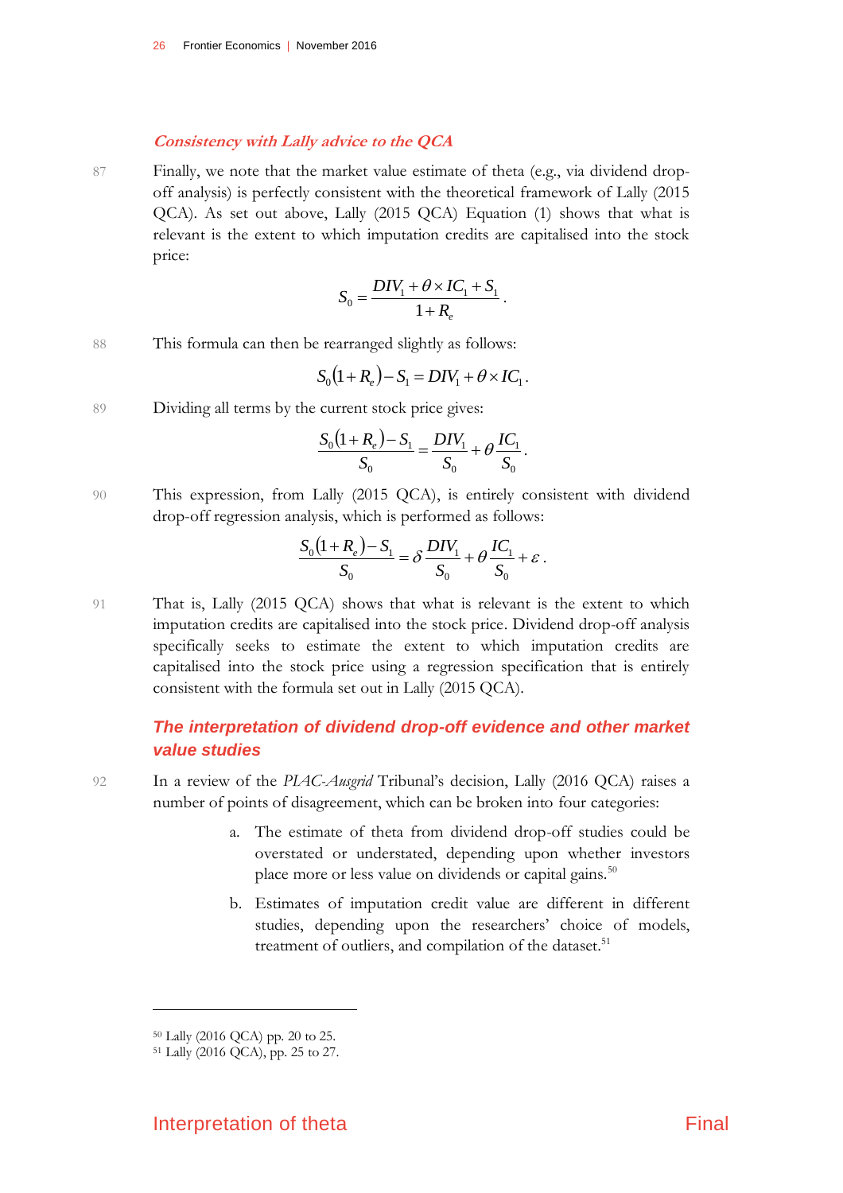### *Consistency with Lally advice to the QCA*

87 Finally, we note that the market value estimate of theta (e.g., via dividend drop-off analysis) is perfectly consistent with the theoretical framework of Lally (2015 QCA). As set out above, Lally (2015 QCA) Equation (1) shows that what is relevant is the extent to which imputation credits are capitalised into the stock price:

$$S_0 = \frac{DIV_1 + \theta \times IC_1 + S_1}{1 + R_e}.$$

88 This formula can then be rearranged slightly as follows:

$$S_0(1 + R_e) - S_1 = DIV_1 + \theta \times IC_1.$$

89 Dividing all terms by the current stock price gives:

$$\frac{S_0(1 + R_e) - S_1}{S_0} = \frac{DIV_1}{S_0} + \theta \frac{IC_1}{S_0}.$$

90 This expression, from Lally (2015 QCA), is entirely consistent with dividend drop-off regression analysis, which is performed as follows:

$$\frac{S_0(1 + R_e) - S_1}{S_0} = \delta \frac{DIV_1}{S_0} + \theta \frac{IC_1}{S_0} + \varepsilon.$$

91 That is, Lally (2015 QCA) shows that what is relevant is the extent to which imputation credits are capitalised into the stock price. Dividend drop-off analysis specifically seeks to estimate the extent to which imputation credits are capitalised into the stock price using a regression specification that is entirely consistent with the formula set out in Lally (2015 QCA).

## *The interpretation of dividend drop-off evidence and other market value studies*

92 In a review of the *PIAC-Ausgrid* Tribunal's decision, Lally (2016 QCA) raises a number of points of disagreement, which can be broken into four categories:

a. The estimate of theta from dividend drop-off studies could be overstated or understated, depending upon whether investors place more or less value on dividends or capital gains.[50]

b. Estimates of imputation credit value are different in different studies, depending upon the researchers' choice of models, treatment of outliers, and compilation of the dataset.[51]

---

[50] Lally (2016 QCA) pp. 20 to 25.

[51] Lally (2016 QCA), pp. 25 to 27.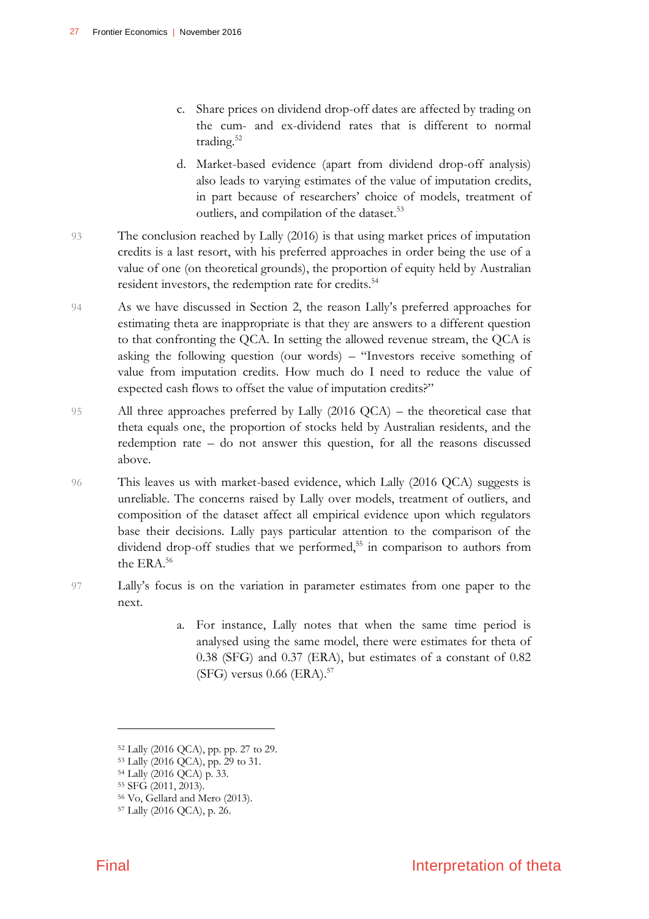c. Share prices on dividend drop-off dates are affected by trading on the cum- and ex-dividend rates that is different to normal trading.[52]

d. Market-based evidence (apart from dividend drop-off analysis) also leads to varying estimates of the value of imputation credits, in part because of researchers' choice of models, treatment of outliers, and compilation of the dataset.[53]"

93 The conclusion reached by Lally (2016) is that using market prices of imputation credits is a last resort, with his preferred approaches in order being the use of a value of one (on theoretical grounds), the proportion of equity held by Australian resident investors, the redemption rate for credits.[54]

94 As we have discussed in Section 2, the reason Lally's preferred approaches for estimating theta are inappropriate is that they are answers to a different question to that confronting the QCA. In setting the allowed revenue stream, the QCA is asking the following question (our words) – "Investors receive something of value from imputation credits. How much do I need to reduce the value of expected cash flows to offset the value of imputation credits?"

95 All three approaches preferred by Lally (2016 QCA) – the theoretical case that theta equals one, the proportion of stocks held by Australian residents, and the redemption rate – do not answer this question, for all the reasons discussed above.

96 This leaves us with market-based evidence, which Lally (2016 QCA) suggests is unreliable. The concerns raised by Lally over models, treatment of outliers, and composition of the dataset affect all empirical evidence upon which regulators base their decisions. Lally pays particular attention to the comparison of the dividend drop-off studies that we performed,[55] in comparison to authors from the ERA.[56]

97 Lally's focus is on the variation in parameter estimates from one paper to the next.

a. For instance, Lally notes that when the same time period is analysed using the same model, there were estimates for theta of 0.38 (SFG) and 0.37 (ERA), but estimates of a constant of 0.82 (SFG) versus 0.66 (ERA).[57]

---

[52] Lally (2016 QCA), pp. pp. 27 to 29.

[53] Lally (2016 QCA), pp. 29 to 31.

[54] Lally (2016 QCA) p. 33.

[55] SFG (2011, 2013).

[56] Vo, Gellard and Mero (2013).

[57] Lally (2016 QCA), p. 26.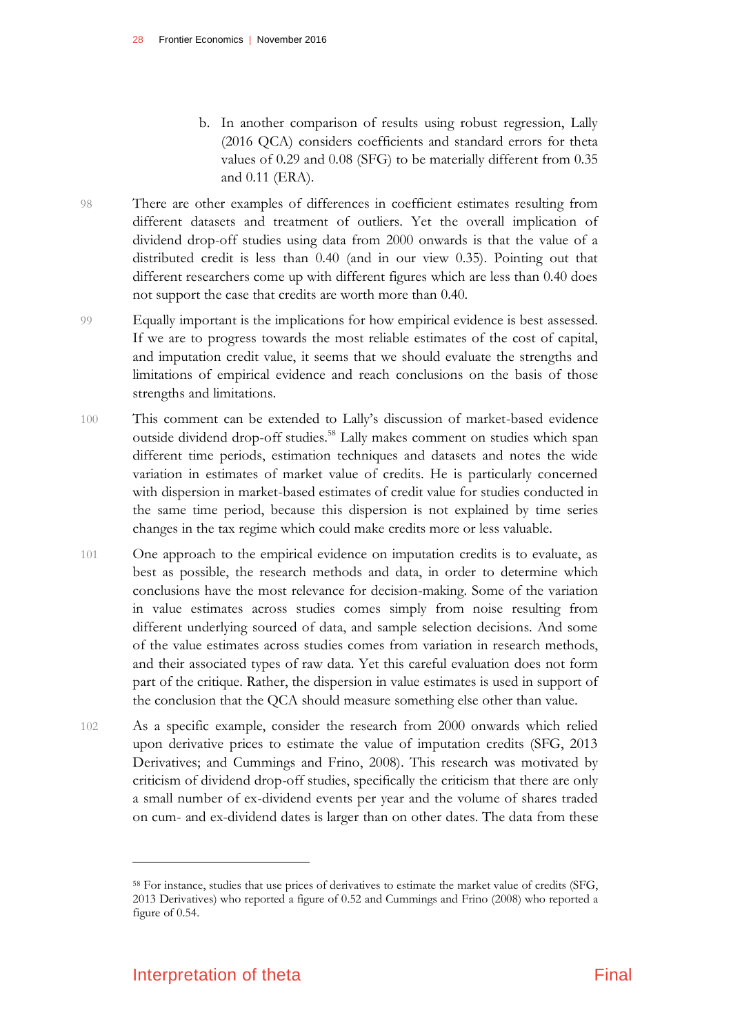b. In another comparison of results using robust regression, Lally (2016 QCA) considers coefficients and standard errors for theta values of 0.29 and 0.08 (SFG) to be materially different from 0.35 and 0.11 (ERA).

98 There are other examples of differences in coefficient estimates resulting from different datasets and treatment of outliers. Yet the overall implication of dividend drop-off studies using data from 2000 onwards is that the value of a distributed credit is less than 0.40 (and in our view 0.35). Pointing out that different researchers come up with different figures which are less than 0.40 does not support the case that credits are worth more than 0.40.

99 Equally important is the implications for how empirical evidence is best assessed. If we are to progress towards the most reliable estimates of the cost of capital, and imputation credit value, it seems that we should evaluate the strengths and limitations of empirical evidence and reach conclusions on the basis of those strengths and limitations.

100 This comment can be extended to Lally's discussion of market-based evidence outside dividend drop-off studies.[58] Lally makes comment on studies which span different time periods, estimation techniques and datasets and notes the wide variation in estimates of market value of credits. He is particularly concerned with dispersion in market-based estimates of credit value for studies conducted in the same time period, because this dispersion is not explained by time series changes in the tax regime which could make credits more or less valuable.

101 One approach to the empirical evidence on imputation credits is to evaluate, as best as possible, the research methods and data, in order to determine which conclusions have the most relevance for decision-making. Some of the variation in value estimates across studies comes simply from noise resulting from different underlying sourced of data, and sample selection decisions. And some of the value estimates across studies comes from variation in research methods, and their associated types of raw data. Yet this careful evaluation does not form part of the critique. Rather, the dispersion in value estimates is used in support of the conclusion that the QCA should measure something else other than value.

102 As a specific example, consider the research from 2000 onwards which relied upon derivative prices to estimate the value of imputation credits (SFG, 2013 Derivatives; and Cummings and Frino, 2008). This research was motivated by criticism of dividend drop-off studies, specifically the criticism that there are only a small number of ex-dividend events per year and the volume of shares traded on cum- and ex-dividend dates is larger than on other dates. The data from these

---

[58] For instance, studies that use prices of derivatives to estimate the market value of credits (SFG, 2013 Derivatives) who reported a figure of 0.52 and Cummings and Frino (2008) who reported a figure of 0.54.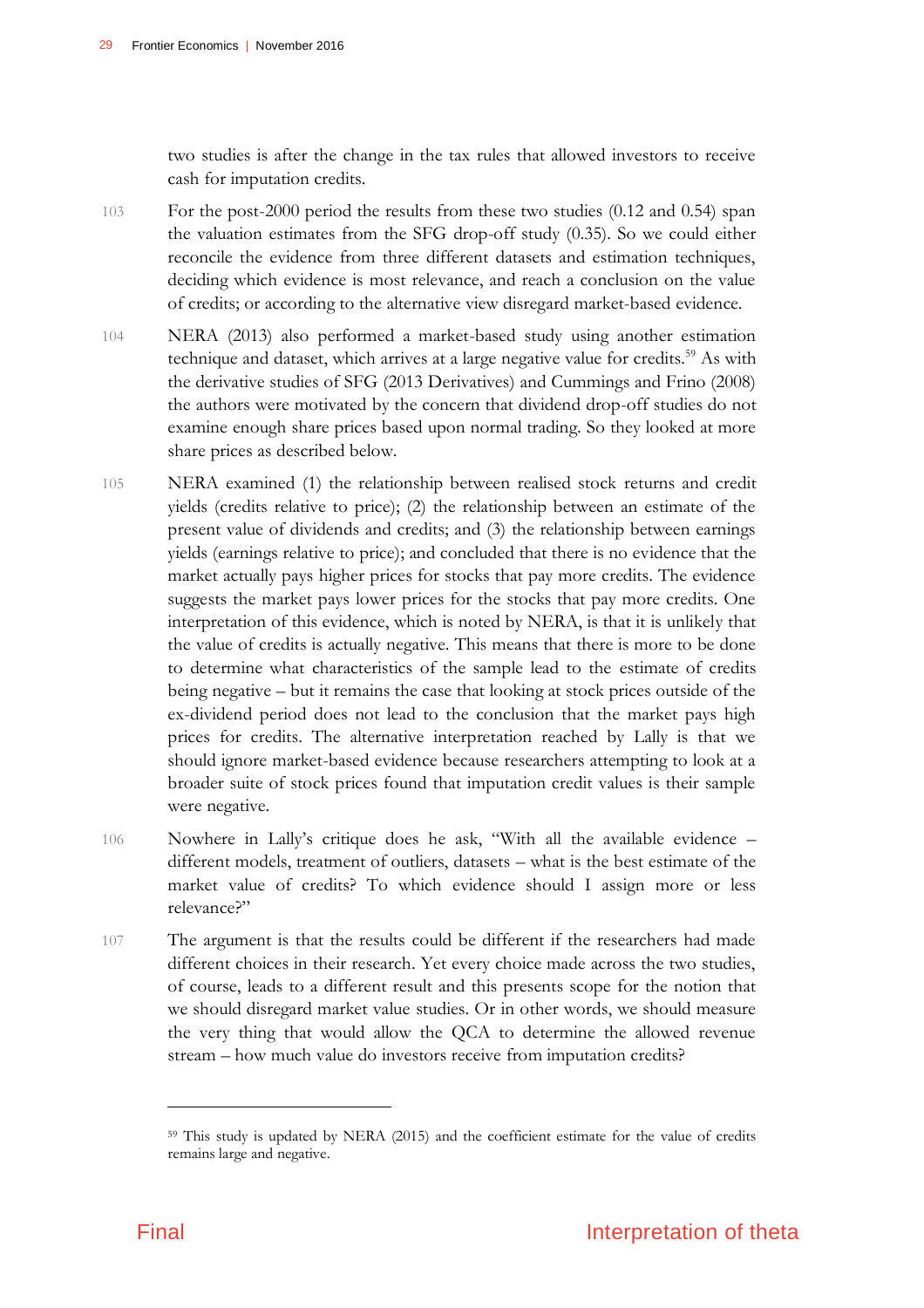two studies is after the change in the tax rules that allowed investors to receive cash for imputation credits.

103 For the post-2000 period the results from these two studies (0.12 and 0.54) span the valuation estimates from the SFG drop-off study (0.35). So we could either reconcile the evidence from three different datasets and estimation techniques, deciding which evidence is most relevance, and reach a conclusion on the value of credits; or according to the alternative view disregard market-based evidence.

104 NERA (2013) also performed a market-based study using another estimation technique and dataset, which arrives at a large negative value for credits.[59] As with the derivative studies of SFG (2013 Derivatives) and Cummings and Frino (2008) the authors were motivated by the concern that dividend drop-off studies do not examine enough share prices based upon normal trading. So they looked at more share prices as described below.

105 NERA examined (1) the relationship between realised stock returns and credit yields (credits relative to price); (2) the relationship between an estimate of the present value of dividends and credits; and (3) the relationship between earnings yields (earnings relative to price); and concluded that there is no evidence that the market actually pays higher prices for stocks that pay more credits. The evidence suggests the market pays lower prices for the stocks that pay more credits. One interpretation of this evidence, which is noted by NERA, is that it is unlikely that the value of credits is actually negative. This means that there is more to be done to determine what characteristics of the sample lead to the estimate of credits being negative – but it remains the case that looking at stock prices outside of the ex-dividend period does not lead to the conclusion that the market pays high prices for credits. The alternative interpretation reached by Lally is that we should ignore market-based evidence because researchers attempting to look at a broader suite of stock prices found that imputation credit values is their sample were negative.

106 Nowhere in Lally's critique does he ask, "With all the available evidence – different models, treatment of outliers, datasets – what is the best estimate of the market value of credits? To which evidence should I assign more or less relevance?"

107 The argument is that the results could be different if the researchers had made different choices in their research. Yet every choice made across the two studies, of course, leads to a different result and this presents scope for the notion that we should disregard market value studies. Or in other words, we should measure the very thing that would allow the QCA to determine the allowed revenue stream – how much value do investors receive from imputation credits?

---

[59] This study is updated by NERA (2015) and the coefficient estimate for the value of credits remains large and negative.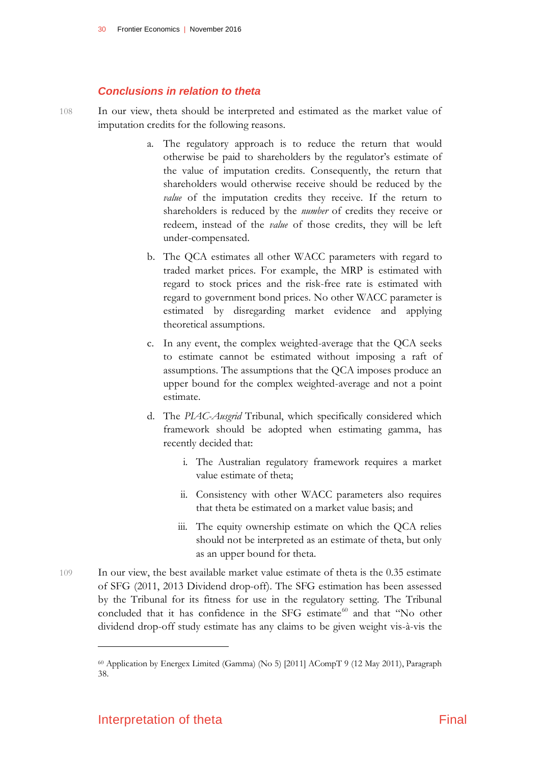### *Conclusions in relation to theta*

108 In our view, theta should be interpreted and estimated as the market value of imputation credits for the following reasons.

a. The regulatory approach is to reduce the return that would otherwise be paid to shareholders by the regulator's estimate of the value of imputation credits. Consequently, the return that shareholders would otherwise receive should be reduced by the *value* of the imputation credits they receive. If the return to shareholders is reduced by the *number* of credits they receive or redeem, instead of the *value* of those credits, they will be left under-compensated.

b. The QCA estimates all other WACC parameters with regard to traded market prices. For example, the MRP is estimated with regard to stock prices and the risk-free rate is estimated with regard to government bond prices. No other WACC parameter is estimated by disregarding market evidence and applying theoretical assumptions.

c. In any event, the complex weighted-average that the QCA seeks to estimate cannot be estimated without imposing a raft of assumptions. The assumptions that the QCA imposes produce an upper bound for the complex weighted-average and not a point estimate.

d. The *PIAC-Ausgrid* Tribunal, which specifically considered which framework should be adopted when estimating gamma, has recently decided that:

   i. The Australian regulatory framework requires a market value estimate of theta;

   ii. Consistency with other WACC parameters also requires that theta be estimated on a market value basis; and

   iii. The equity ownership estimate on which the QCA relies should not be interpreted as an estimate of theta, but only as an upper bound for theta.

109 In our view, the best available market value estimate of theta is the 0.35 estimate of SFG (2011, 2013 Dividend drop-off). The SFG estimation has been assessed by the Tribunal for its fitness for use in the regulatory setting. The Tribunal concluded that it has confidence in the SFG estimate[60] and that "No other dividend drop-off study estimate has any claims to be given weight vis-à-vis the

[60] Application by Energex Limited (Gamma) (No 5) [2011] ACompT 9 (12 May 2011), Paragraph 38.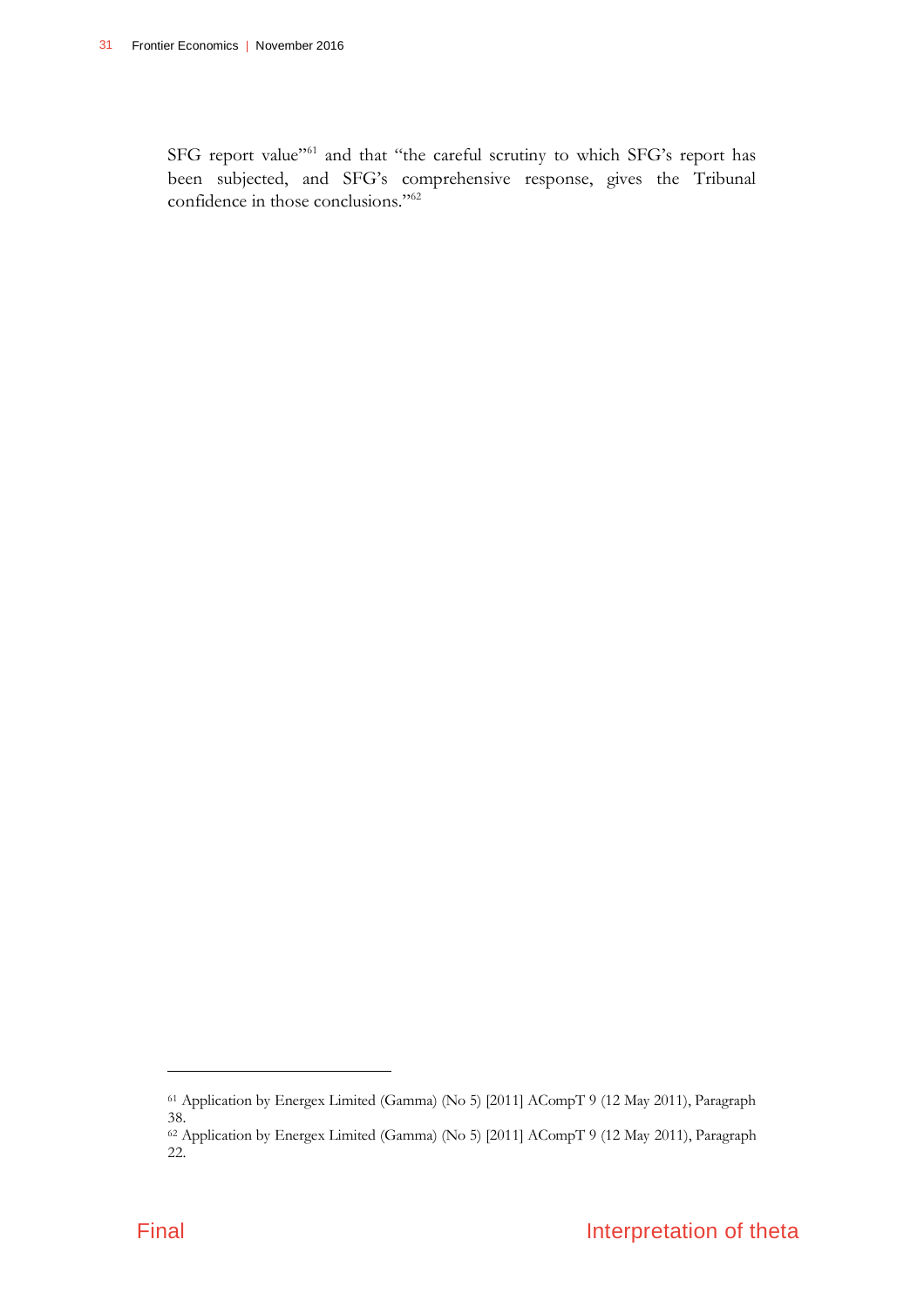SFG report value"[61] and that "the careful scrutiny to which SFG's report has been subjected, and SFG's comprehensive response, gives the Tribunal confidence in those conclusions."[62]

---

[61] Application by Energex Limited (Gamma) (No 5) [2011] ACompT 9 (12 May 2011), Paragraph 38.

[62] Application by Energex Limited (Gamma) (No 5) [2011] ACompT 9 (12 May 2011), Paragraph 22.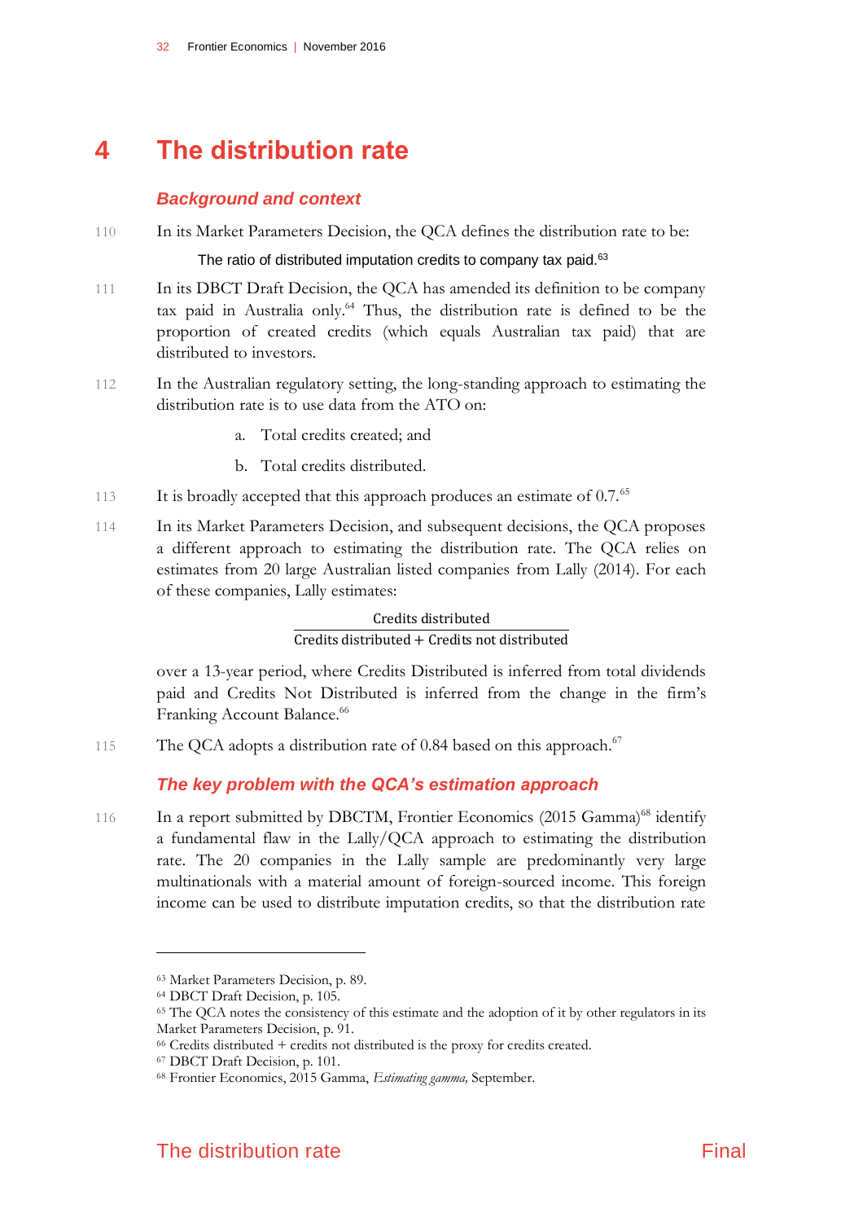# 4 The distribution rate

### *Background and context*

110 In its Market Parameters Decision, the QCA defines the distribution rate to be:

> The ratio of distributed imputation credits to company tax paid.[63]

111 In its DBCT Draft Decision, the QCA has amended its definition to be company tax paid in Australia only.[64] Thus, the distribution rate is defined to be the proportion of created credits (which equals Australian tax paid) that are distributed to investors.

112 In the Australian regulatory setting, the long-standing approach to estimating the distribution rate is to use data from the ATO on:

a. Total credits created; and

b. Total credits distributed.

113 It is broadly accepted that this approach produces an estimate of 0.7.[65]

114 In its Market Parameters Decision, and subsequent decisions, the QCA proposes a different approach to estimating the distribution rate. The QCA relies on estimates from 20 large Australian listed companies from Lally (2014). For each of these companies, Lally estimates:

$$\frac{\text{Credits distributed}}{\text{Credits distributed} + \text{Credits not distributed}}$$

over a 13-year period, where Credits Distributed is inferred from total dividends paid and Credits Not Distributed is inferred from the change in the firm's Franking Account Balance.[66]

115 The QCA adopts a distribution rate of 0.84 based on this approach.[67]

### *The key problem with the QCA's estimation approach*

116 In a report submitted by DBCTM, Frontier Economics (2015 Gamma)[68] identify a fundamental flaw in the Lally/QCA approach to estimating the distribution rate. The 20 companies in the Lally sample are predominantly very large multinationals with a material amount of foreign-sourced income. This foreign income can be used to distribute imputation credits, so that the distribution rate

---

[63] Market Parameters Decision, p. 89.

[64] DBCT Draft Decision, p. 105.

[65] The QCA notes the consistency of this estimate and the adoption of it by other regulators in its Market Parameters Decision, p. 91.

[66] Credits distributed + credits not distributed is the proxy for credits created.

[67] DBCT Draft Decision, p. 101.

[68] Frontier Economics, 2015 Gamma, *Estimating gamma,* September.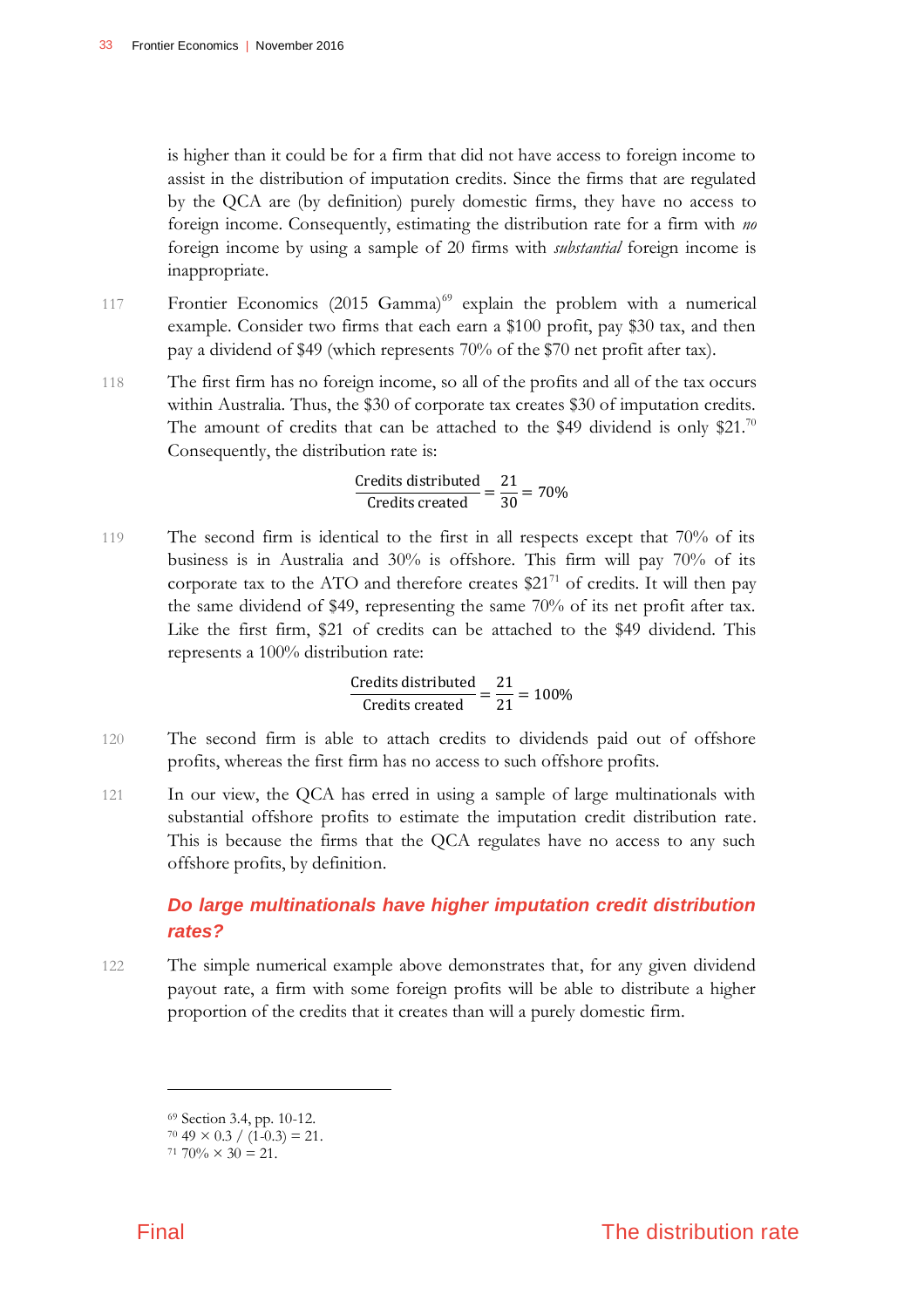is higher than it could be for a firm that did not have access to foreign income to assist in the distribution of imputation credits. Since the firms that are regulated by the QCA are (by definition) purely domestic firms, they have no access to foreign income. Consequently, estimating the distribution rate for a firm with *no* foreign income by using a sample of 20 firms with *substantial* foreign income is inappropriate.

117 Frontier Economics (2015 Gamma)[69] explain the problem with a numerical example. Consider two firms that each earn a \$100 profit, pay \$30 tax, and then pay a dividend of \$49 (which represents 70% of the \$70 net profit after tax).

118 The first firm has no foreign income, so all of the profits and all of the tax occurs within Australia. Thus, the \$30 of corporate tax creates \$30 of imputation credits. The amount of credits that can be attached to the \$49 dividend is only \$21.[70] Consequently, the distribution rate is:

$$\frac{\text{Credits distributed}}{\text{Credits created}} = \frac{21}{30} = 70\%$$

119 The second firm is identical to the first in all respects except that 70% of its business is in Australia and 30% is offshore. This firm will pay 70% of its corporate tax to the ATO and therefore creates \$21[71] of credits. It will then pay the same dividend of \$49, representing the same 70% of its net profit after tax. Like the first firm, \$21 of credits can be attached to the \$49 dividend. This represents a 100% distribution rate:

$$\frac{\text{Credits distributed}}{\text{Credits created}} = \frac{21}{21} = 100\%$$

120 The second firm is able to attach credits to dividends paid out of offshore profits, whereas the first firm has no access to such offshore profits.

121 In our view, the QCA has erred in using a sample of large multinationals with substantial offshore profits to estimate the imputation credit distribution rate. This is because the firms that the QCA regulates have no access to any such offshore profits, by definition.

### *Do large multinationals have higher imputation credit distribution rates?*

122 The simple numerical example above demonstrates that, for any given dividend payout rate, a firm with some foreign profits will be able to distribute a higher proportion of the credits that it creates than will a purely domestic firm.

---

[69] Section 3.4, pp. 10-12.

[70] $49 \times 0.3 / (1-0.3) = 21$.

[71] $70\% \times 30 = 21$.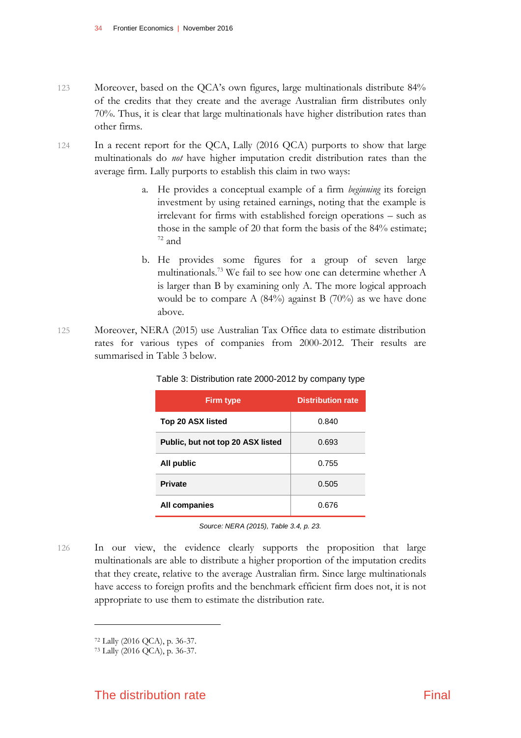123 Moreover, based on the QCA's own figures, large multinationals distribute 84% of the credits that they create and the average Australian firm distributes only 70%. Thus, it is clear that large multinationals have higher distribution rates than other firms.

124 In a recent report for the QCA, Lally (2016 QCA) purports to show that large multinationals do *not* have higher imputation credit distribution rates than the average firm. Lally purports to establish this claim in two ways:

a. He provides a conceptual example of a firm *beginning* its foreign investment by using retained earnings, noting that the example is irrelevant for firms with established foreign operations – such as those in the sample of 20 that form the basis of the 84% estimate;[72] and

b. He provides some figures for a group of seven large multinationals.[73] We fail to see how one can determine whether A is larger than B by examining only A. The more logical approach would be to compare A (84%) against B (70%) as we have done above.

125 Moreover, NERA (2015) use Australian Tax Office data to estimate distribution rates for various types of companies from 2000-2012. Their results are summarised in Table 3 below.

Table 3: Distribution rate 2000-2012 by company type

| Firm type | Distribution rate |
|---|---|
| **Top 20 ASX listed** | 0.840 |
| **Public, but not top 20 ASX listed** | 0.693 |
| **All public** | 0.755 |
| **Private** | 0.505 |
| **All companies** | 0.676 |

*Source: NERA (2015), Table 3.4, p. 23.*

126 In our view, the evidence clearly supports the proposition that large multinationals are able to distribute a higher proportion of the imputation credits that they create, relative to the average Australian firm. Since large multinationals have access to foreign profits and the benchmark efficient firm does not, it is not appropriate to use them to estimate the distribution rate.

---

[72] Lally (2016 QCA), p. 36-37.

[73] Lally (2016 QCA), p. 36-37.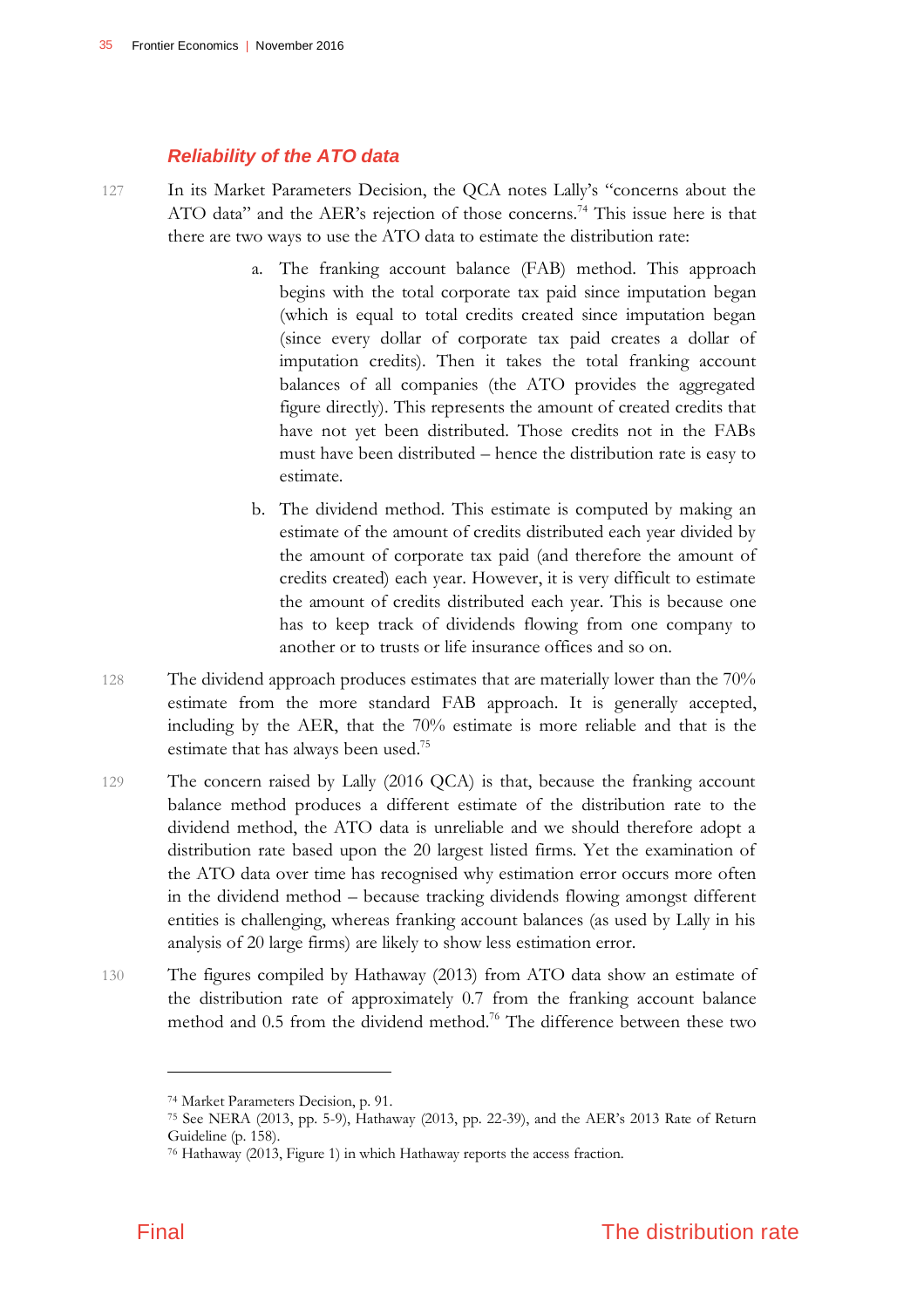### *Reliability of the ATO data*

127 In its Market Parameters Decision, the QCA notes Lally's "concerns about the ATO data" and the AER's rejection of those concerns.[74] This issue here is that there are two ways to use the ATO data to estimate the distribution rate:

a. The franking account balance (FAB) method. This approach begins with the total corporate tax paid since imputation began (which is equal to total credits created since imputation began (since every dollar of corporate tax paid creates a dollar of imputation credits). Then it takes the total franking account balances of all companies (the ATO provides the aggregated figure directly). This represents the amount of created credits that have not yet been distributed. Those credits not in the FABs must have been distributed – hence the distribution rate is easy to estimate.

b. The dividend method. This estimate is computed by making an estimate of the amount of credits distributed each year divided by the amount of corporate tax paid (and therefore the amount of credits created) each year. However, it is very difficult to estimate the amount of credits distributed each year. This is because one has to keep track of dividends flowing from one company to another or to trusts or life insurance offices and so on.

128 The dividend approach produces estimates that are materially lower than the 70% estimate from the more standard FAB approach. It is generally accepted, including by the AER, that the 70% estimate is more reliable and that is the estimate that has always been used.[75]

129 The concern raised by Lally (2016 QCA) is that, because the franking account balance method produces a different estimate of the distribution rate to the dividend method, the ATO data is unreliable and we should therefore adopt a distribution rate based upon the 20 largest listed firms. Yet the examination of the ATO data over time has recognised why estimation error occurs more often in the dividend method – because tracking dividends flowing amongst different entities is challenging, whereas franking account balances (as used by Lally in his analysis of 20 large firms) are likely to show less estimation error.

130 The figures compiled by Hathaway (2013) from ATO data show an estimate of the distribution rate of approximately 0.7 from the franking account balance method and 0.5 from the dividend method.[76] The difference between these two

---

[74] Market Parameters Decision, p. 91.

[75] See NERA (2013, pp. 5-9), Hathaway (2013, pp. 22-39), and the AER's 2013 Rate of Return Guideline (p. 158).

[76] Hathaway (2013, Figure 1) in which Hathaway reports the access fraction.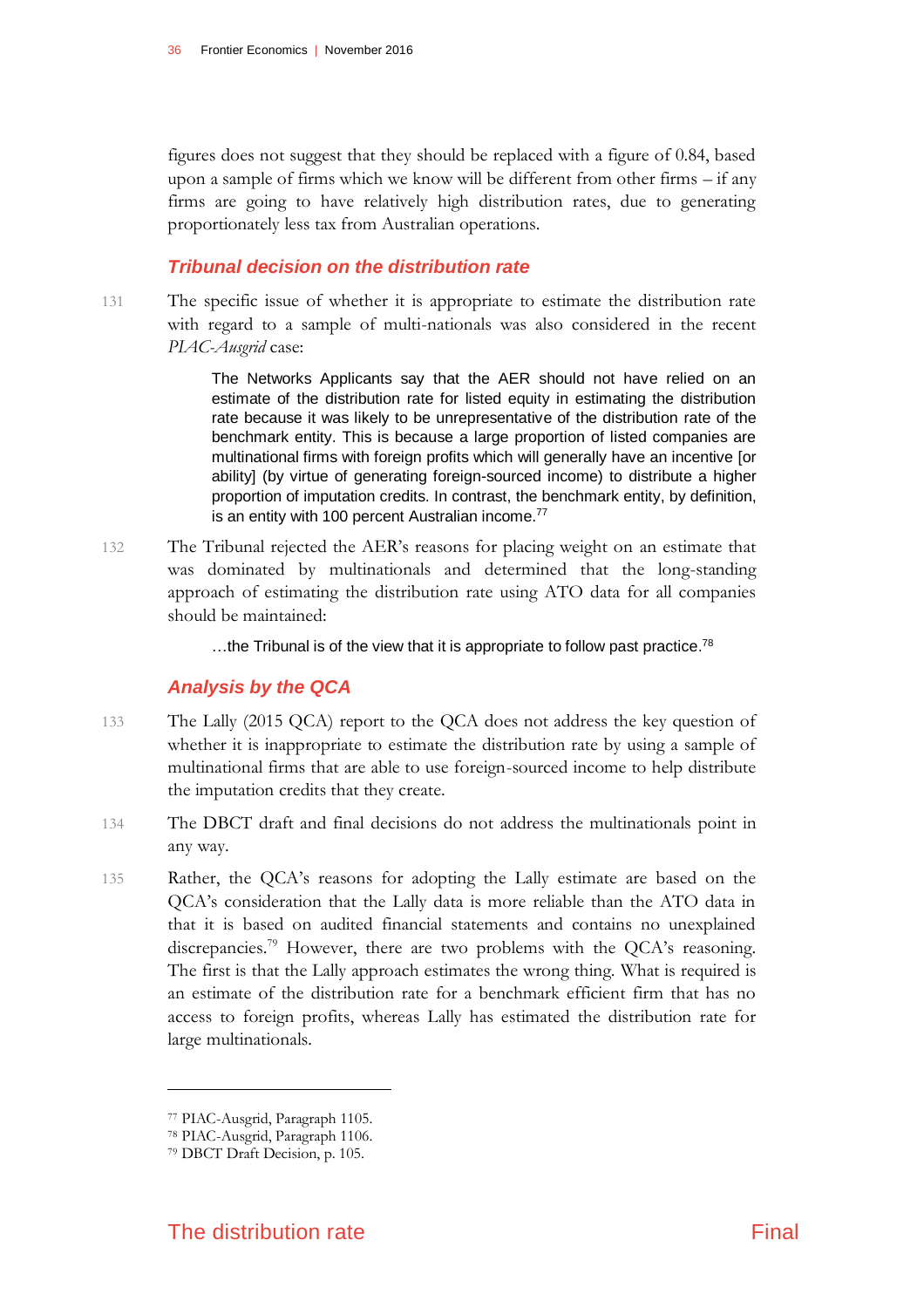figures does not suggest that they should be replaced with a figure of 0.84, based upon a sample of firms which we know will be different from other firms – if any firms are going to have relatively high distribution rates, due to generating proportionately less tax from Australian operations.

### Tribunal decision on the distribution rate

131 The specific issue of whether it is appropriate to estimate the distribution rate with regard to a sample of multi-nationals was also considered in the recent *PIAC-Ausgrid* case:

> The Networks Applicants say that the AER should not have relied on an estimate of the distribution rate for listed equity in estimating the distribution rate because it was likely to be unrepresentative of the distribution rate of the benchmark entity. This is because a large proportion of listed companies are multinational firms with foreign profits which will generally have an incentive [or ability] (by virtue of generating foreign-sourced income) to distribute a higher proportion of imputation credits. In contrast, the benchmark entity, by definition, is an entity with 100 percent Australian income.[77]

132 The Tribunal rejected the AER's reasons for placing weight on an estimate that was dominated by multinationals and determined that the long-standing approach of estimating the distribution rate using ATO data for all companies should be maintained:

> …the Tribunal is of the view that it is appropriate to follow past practice.[78]

### Analysis by the QCA

133 The Lally (2015 QCA) report to the QCA does not address the key question of whether it is inappropriate to estimate the distribution rate by using a sample of multinational firms that are able to use foreign-sourced income to help distribute the imputation credits that they create.

134 The DBCT draft and final decisions do not address the multinationals point in any way.

135 Rather, the QCA's reasons for adopting the Lally estimate are based on the QCA's consideration that the Lally data is more reliable than the ATO data in that it is based on audited financial statements and contains no unexplained discrepancies.[79] However, there are two problems with the QCA's reasoning. The first is that the Lally approach estimates the wrong thing. What is required is an estimate of the distribution rate for a benchmark efficient firm that has no access to foreign profits, whereas Lally has estimated the distribution rate for large multinationals.

---

[77] PIAC-Ausgrid, Paragraph 1105.

[78] PIAC-Ausgrid, Paragraph 1106.

[79] DBCT Draft Decision, p. 105.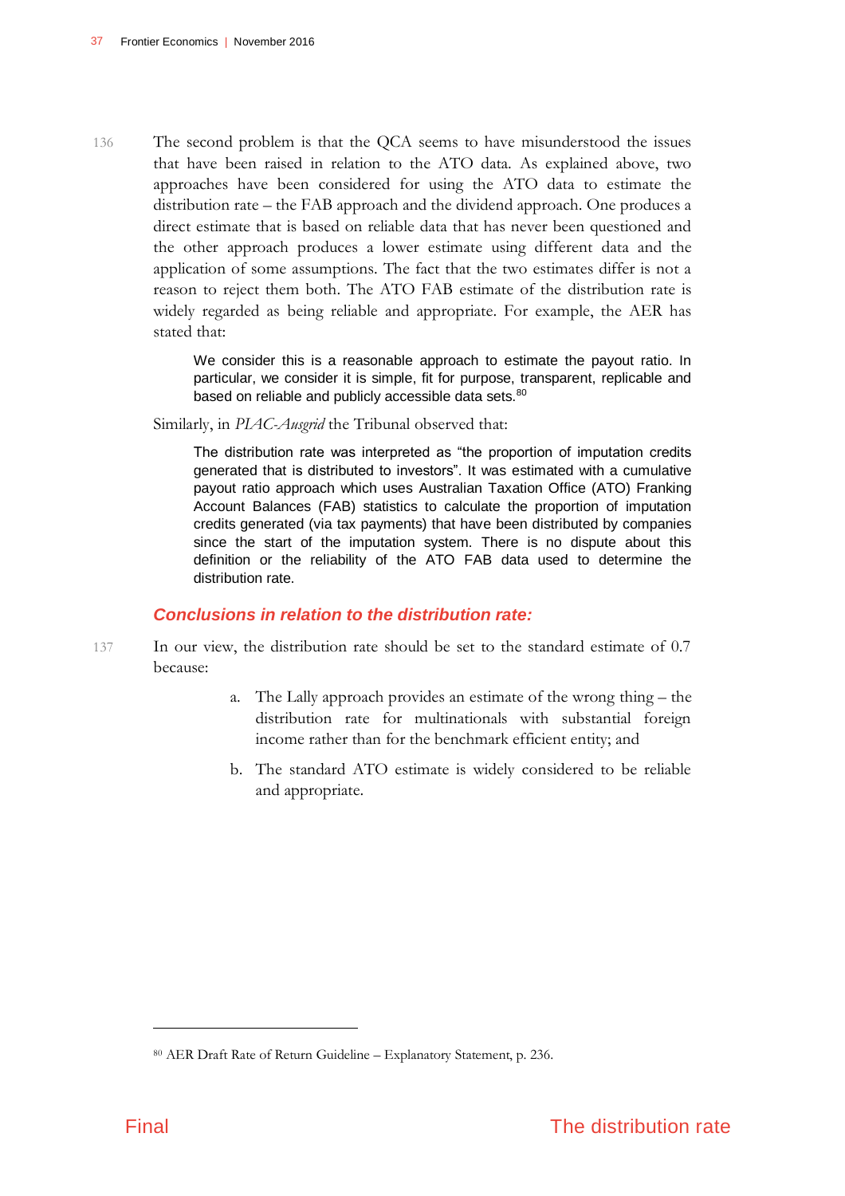136 The second problem is that the QCA seems to have misunderstood the issues that have been raised in relation to the ATO data. As explained above, two approaches have been considered for using the ATO data to estimate the distribution rate – the FAB approach and the dividend approach. One produces a direct estimate that is based on reliable data that has never been questioned and the other approach produces a lower estimate using different data and the application of some assumptions. The fact that the two estimates differ is not a reason to reject them both. The ATO FAB estimate of the distribution rate is widely regarded as being reliable and appropriate. For example, the AER has stated that:

> We consider this is a reasonable approach to estimate the payout ratio. In particular, we consider it is simple, fit for purpose, transparent, replicable and based on reliable and publicly accessible data sets.[80]

Similarly, in *PIAC-Ausgrid* the Tribunal observed that:

> The distribution rate was interpreted as "the proportion of imputation credits generated that is distributed to investors". It was estimated with a cumulative payout ratio approach which uses Australian Taxation Office (ATO) Franking Account Balances (FAB) statistics to calculate the proportion of imputation credits generated (via tax payments) that have been distributed by companies since the start of the imputation system. There is no dispute about this definition or the reliability of the ATO FAB data used to determine the distribution rate.

### *Conclusions in relation to the distribution rate:*

137 In our view, the distribution rate should be set to the standard estimate of 0.7 because:

a. The Lally approach provides an estimate of the wrong thing – the distribution rate for multinationals with substantial foreign income rather than for the benchmark efficient entity; and

b. The standard ATO estimate is widely considered to be reliable and appropriate.

---

[80] AER Draft Rate of Return Guideline – Explanatory Statement, p. 236.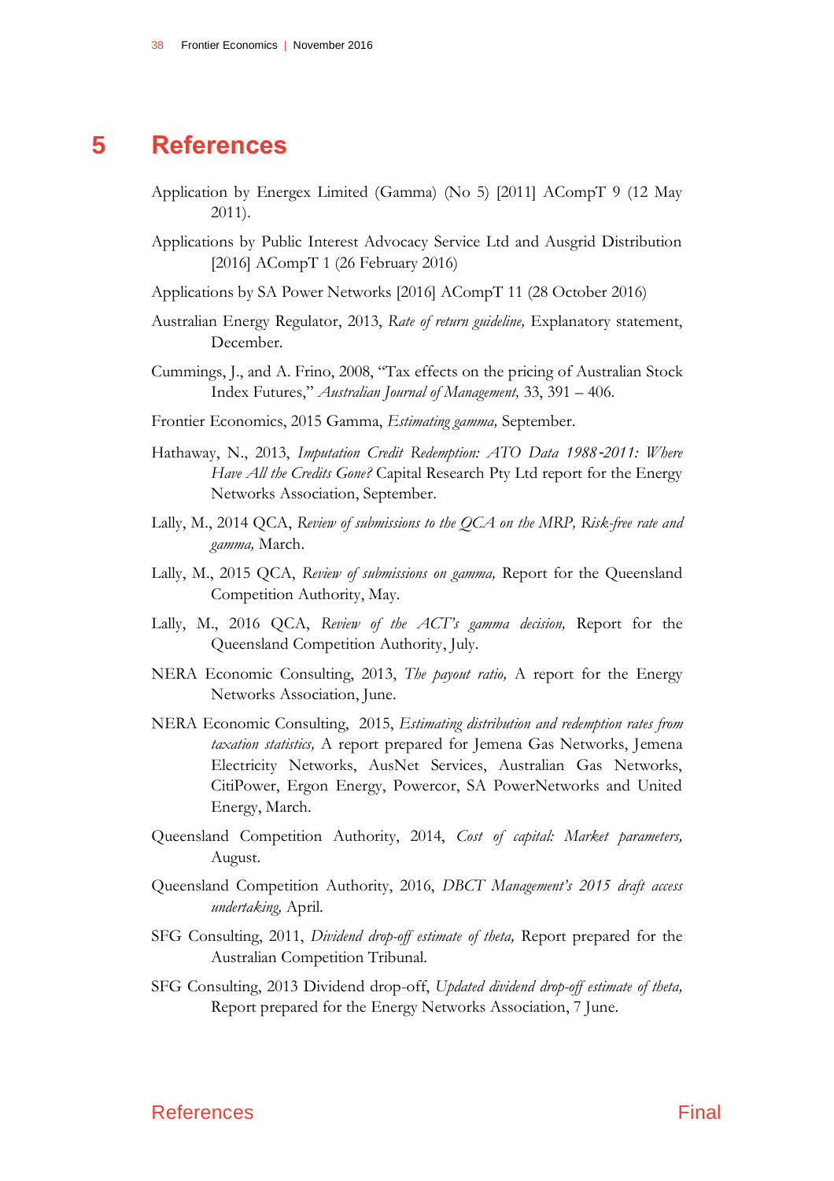# 5 References

Application by Energex Limited (Gamma) (No 5) [2011] ACompT 9 (12 May 2011).

Applications by Public Interest Advocacy Service Ltd and Ausgrid Distribution [2016] ACompT 1 (26 February 2016)

Applications by SA Power Networks [2016] ACompT 11 (28 October 2016)

Australian Energy Regulator, 2013, *Rate of return guideline,* Explanatory statement, December.

Cummings, J., and A. Frino, 2008, "Tax effects on the pricing of Australian Stock Index Futures," *Australian Journal of Management,* 33, 391 – 406.

Frontier Economics, 2015 Gamma, *Estimating gamma,* September.

Hathaway, N., 2013, *Imputation Credit Redemption: ATO Data 1988-2011: Where Have All the Credits Gone?* Capital Research Pty Ltd report for the Energy Networks Association, September.

Lally, M., 2014 QCA, *Review of submissions to the QCA on the MRP, Risk-free rate and gamma,* March.

Lally, M., 2015 QCA, *Review of submissions on gamma,* Report for the Queensland Competition Authority, May.

Lally, M., 2016 QCA, *Review of the ACT's gamma decision,* Report for the Queensland Competition Authority, July.

NERA Economic Consulting, 2013, *The payout ratio,* A report for the Energy Networks Association, June.

NERA Economic Consulting, 2015, *Estimating distribution and redemption rates from taxation statistics,* A report prepared for Jemena Gas Networks, Jemena Electricity Networks, AusNet Services, Australian Gas Networks, CitiPower, Ergon Energy, Powercor, SA PowerNetworks and United Energy, March.

Queensland Competition Authority, 2014, *Cost of capital: Market parameters,* August.

Queensland Competition Authority, 2016, *DBCT Management's 2015 draft access undertaking,* April.

SFG Consulting, 2011, *Dividend drop-off estimate of theta,* Report prepared for the Australian Competition Tribunal.

SFG Consulting, 2013 Dividend drop-off, *Updated dividend drop-off estimate of theta,* Report prepared for the Energy Networks Association, 7 June.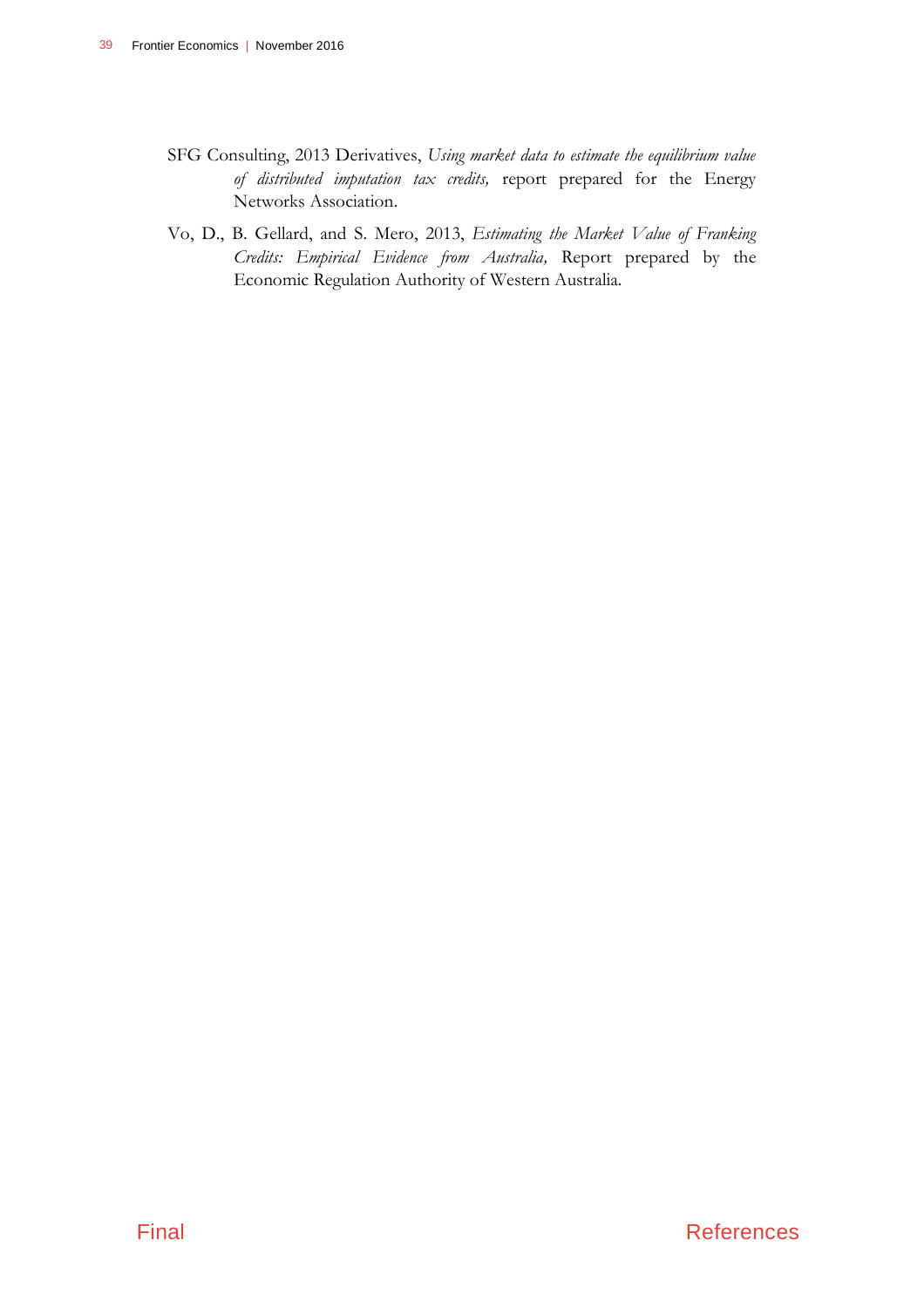SFG Consulting, 2013 Derivatives, *Using market data to estimate the equilibrium value of distributed imputation tax credits,* report prepared for the Energy Networks Association.

Vo, D., B. Gellard, and S. Mero, 2013, *Estimating the Market Value of Franking Credits: Empirical Evidence from Australia,* Report prepared by the Economic Regulation Authority of Western Australia.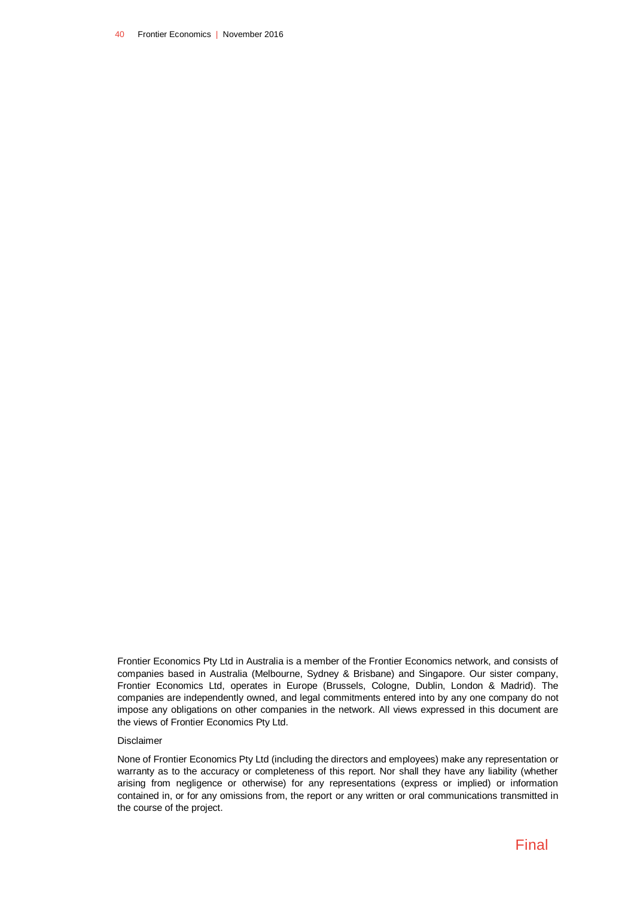Frontier Economics Pty Ltd in Australia is a member of the Frontier Economics network, and consists of companies based in Australia (Melbourne, Sydney & Brisbane) and Singapore. Our sister company, Frontier Economics Ltd, operates in Europe (Brussels, Cologne, Dublin, London & Madrid). The companies are independently owned, and legal commitments entered into by any one company do not impose any obligations on other companies in the network. All views expressed in this document are the views of Frontier Economics Pty Ltd.

Disclaimer

None of Frontier Economics Pty Ltd (including the directors and employees) make any representation or warranty as to the accuracy or completeness of this report. Nor shall they have any liability (whether arising from negligence or otherwise) for any representations (express or implied) or information contained in, or for any omissions from, the report or any written or oral communications transmitted in the course of the project.

Final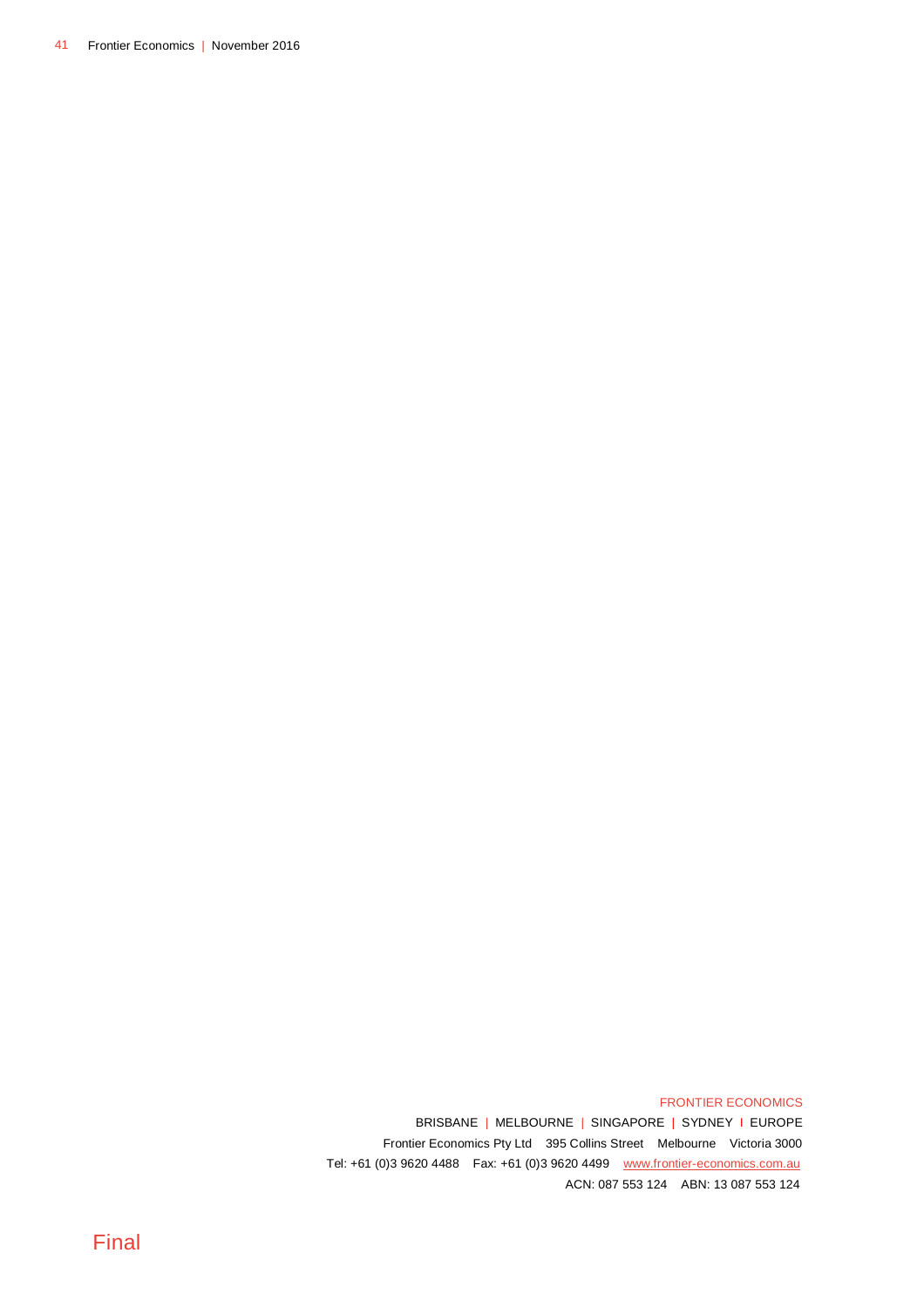FRONTIER ECONOMICS

BRISBANE | MELBOURNE | SINGAPORE | SYDNEY | EUROPE

Frontier Economics Pty Ltd 395 Collins Street Melbourne Victoria 3000

Tel: +61 (0)3 9620 4488 Fax: +61 (0)3 9620 4499 www.frontier-economics.com.au

ACN: 087 553 124 ABN: 13 087 553 124

Final